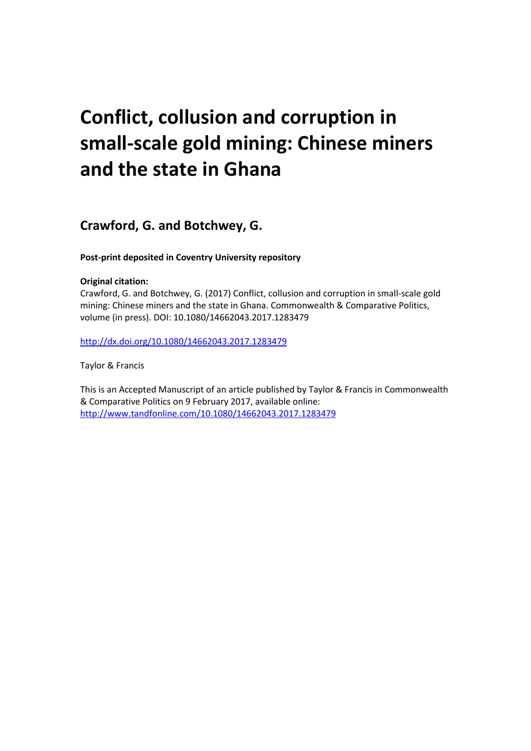# Conflict, collusion and corruption in small-scale gold mining: Chinese miners and the state in Ghana

## Crawford, G. and Botchwey, G.

**Post-print deposited in Coventry University repository**

**Original citation:**
Crawford, G. and Botchwey, G. (2017) Conflict, collusion and corruption in small-scale gold mining: Chinese miners and the state in Ghana. Commonwealth & Comparative Politics, volume (in press). DOI: 10.1080/14662043.2017.1283479

http://dx.doi.org/10.1080/14662043.2017.1283479

Taylor & Francis

This is an Accepted Manuscript of an article published by Taylor & Francis in Commonwealth & Comparative Politics on 9 February 2017, available online: http://www.tandfonline.com/10.1080/14662043.2017.1283479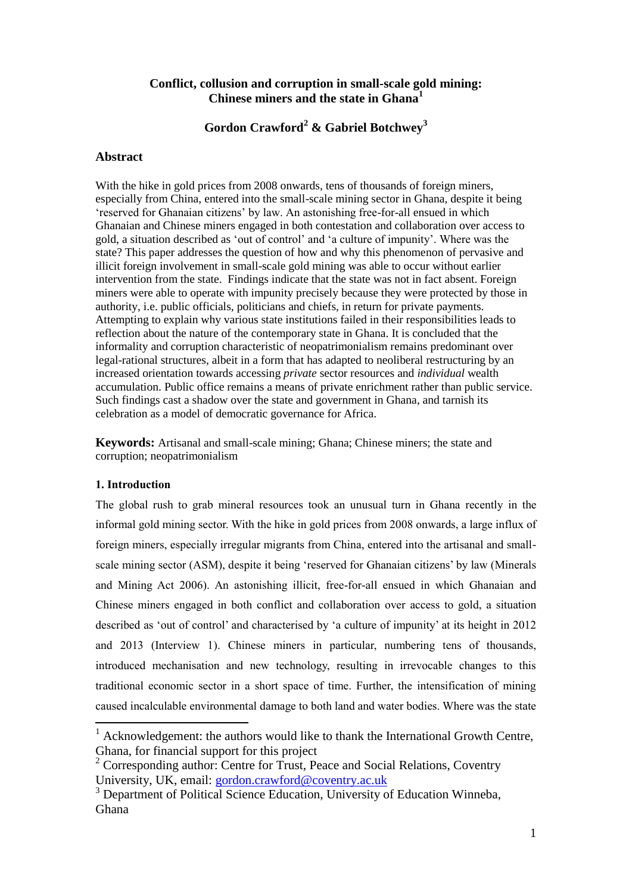# Conflict, collusion and corruption in small-scale gold mining: Chinese miners and the state in Ghana[1]

**Gordon Crawford[2] & Gabriel Botchwey[3]**

## Abstract

With the hike in gold prices from 2008 onwards, tens of thousands of foreign miners, especially from China, entered into the small-scale mining sector in Ghana, despite it being 'reserved for Ghanaian citizens' by law. An astonishing free-for-all ensued in which Ghanaian and Chinese miners engaged in both contestation and collaboration over access to gold, a situation described as 'out of control' and 'a culture of impunity'. Where was the state? This paper addresses the question of how and why this phenomenon of pervasive and illicit foreign involvement in small-scale gold mining was able to occur without earlier intervention from the state. Findings indicate that the state was not in fact absent. Foreign miners were able to operate with impunity precisely because they were protected by those in authority, i.e. public officials, politicians and chiefs, in return for private payments. Attempting to explain why various state institutions failed in their responsibilities leads to reflection about the nature of the contemporary state in Ghana. It is concluded that the informality and corruption characteristic of neopatrimonialism remains predominant over legal-rational structures, albeit in a form that has adapted to neoliberal restructuring by an increased orientation towards accessing *private* sector resources and *individual* wealth accumulation. Public office remains a means of private enrichment rather than public service. Such findings cast a shadow over the state and government in Ghana, and tarnish its celebration as a model of democratic governance for Africa.

**Keywords:** Artisanal and small-scale mining; Ghana; Chinese miners; the state and corruption; neopatrimonialism

### 1. Introduction

The global rush to grab mineral resources took an unusual turn in Ghana recently in the informal gold mining sector. With the hike in gold prices from 2008 onwards, a large influx of foreign miners, especially irregular migrants from China, entered into the artisanal and small-scale mining sector (ASM), despite it being 'reserved for Ghanaian citizens' by law (Minerals and Mining Act 2006). An astonishing illicit, free-for-all ensued in which Ghanaian and Chinese miners engaged in both conflict and collaboration over access to gold, a situation described as 'out of control' and characterised by 'a culture of impunity' at its height in 2012 and 2013 (Interview 1). Chinese miners in particular, numbering tens of thousands, introduced mechanisation and new technology, resulting in irrevocable changes to this traditional economic sector in a short space of time. Further, the intensification of mining caused incalculable environmental damage to both land and water bodies. Where was the state

---

[1] Acknowledgement: the authors would like to thank the International Growth Centre, Ghana, for financial support for this project

[2] Corresponding author: Centre for Trust, Peace and Social Relations, Coventry University, UK, email: gordon.crawford@coventry.ac.uk

[3] Department of Political Science Education, University of Education Winneba, Ghana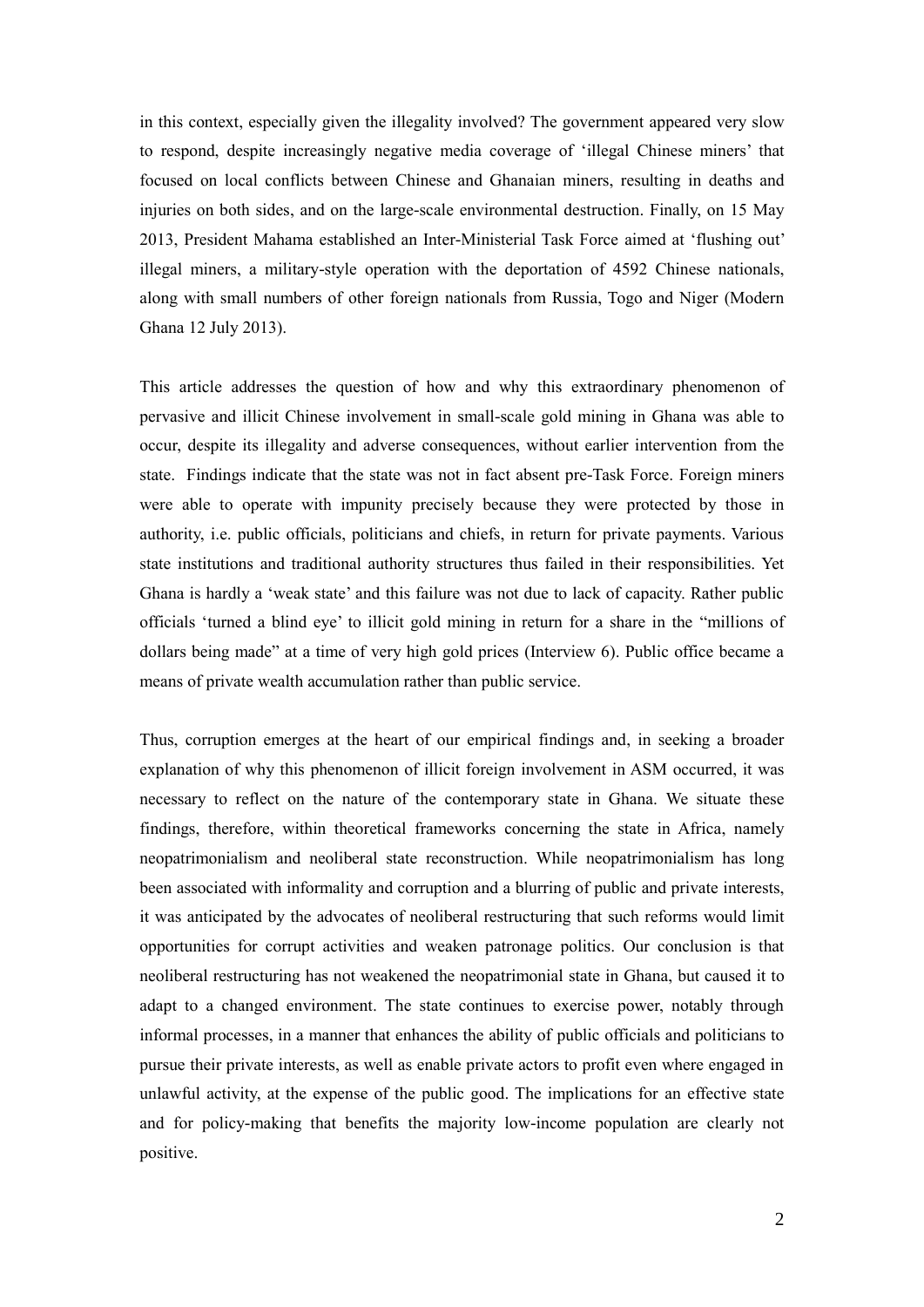in this context, especially given the illegality involved? The government appeared very slow to respond, despite increasingly negative media coverage of 'illegal Chinese miners' that focused on local conflicts between Chinese and Ghanaian miners, resulting in deaths and injuries on both sides, and on the large-scale environmental destruction. Finally, on 15 May 2013, President Mahama established an Inter-Ministerial Task Force aimed at 'flushing out' illegal miners, a military-style operation with the deportation of 4592 Chinese nationals, along with small numbers of other foreign nationals from Russia, Togo and Niger (Modern Ghana 12 July 2013).

This article addresses the question of how and why this extraordinary phenomenon of pervasive and illicit Chinese involvement in small-scale gold mining in Ghana was able to occur, despite its illegality and adverse consequences, without earlier intervention from the state. Findings indicate that the state was not in fact absent pre-Task Force. Foreign miners were able to operate with impunity precisely because they were protected by those in authority, i.e. public officials, politicians and chiefs, in return for private payments. Various state institutions and traditional authority structures thus failed in their responsibilities. Yet Ghana is hardly a 'weak state' and this failure was not due to lack of capacity. Rather public officials 'turned a blind eye' to illicit gold mining in return for a share in the "millions of dollars being made" at a time of very high gold prices (Interview 6). Public office became a means of private wealth accumulation rather than public service.

Thus, corruption emerges at the heart of our empirical findings and, in seeking a broader explanation of why this phenomenon of illicit foreign involvement in ASM occurred, it was necessary to reflect on the nature of the contemporary state in Ghana. We situate these findings, therefore, within theoretical frameworks concerning the state in Africa, namely neopatrimonialism and neoliberal state reconstruction. While neopatrimonialism has long been associated with informality and corruption and a blurring of public and private interests, it was anticipated by the advocates of neoliberal restructuring that such reforms would limit opportunities for corrupt activities and weaken patronage politics. Our conclusion is that neoliberal restructuring has not weakened the neopatrimonial state in Ghana, but caused it to adapt to a changed environment. The state continues to exercise power, notably through informal processes, in a manner that enhances the ability of public officials and politicians to pursue their private interests, as well as enable private actors to profit even where engaged in unlawful activity, at the expense of the public good. The implications for an effective state and for policy-making that benefits the majority low-income population are clearly not positive.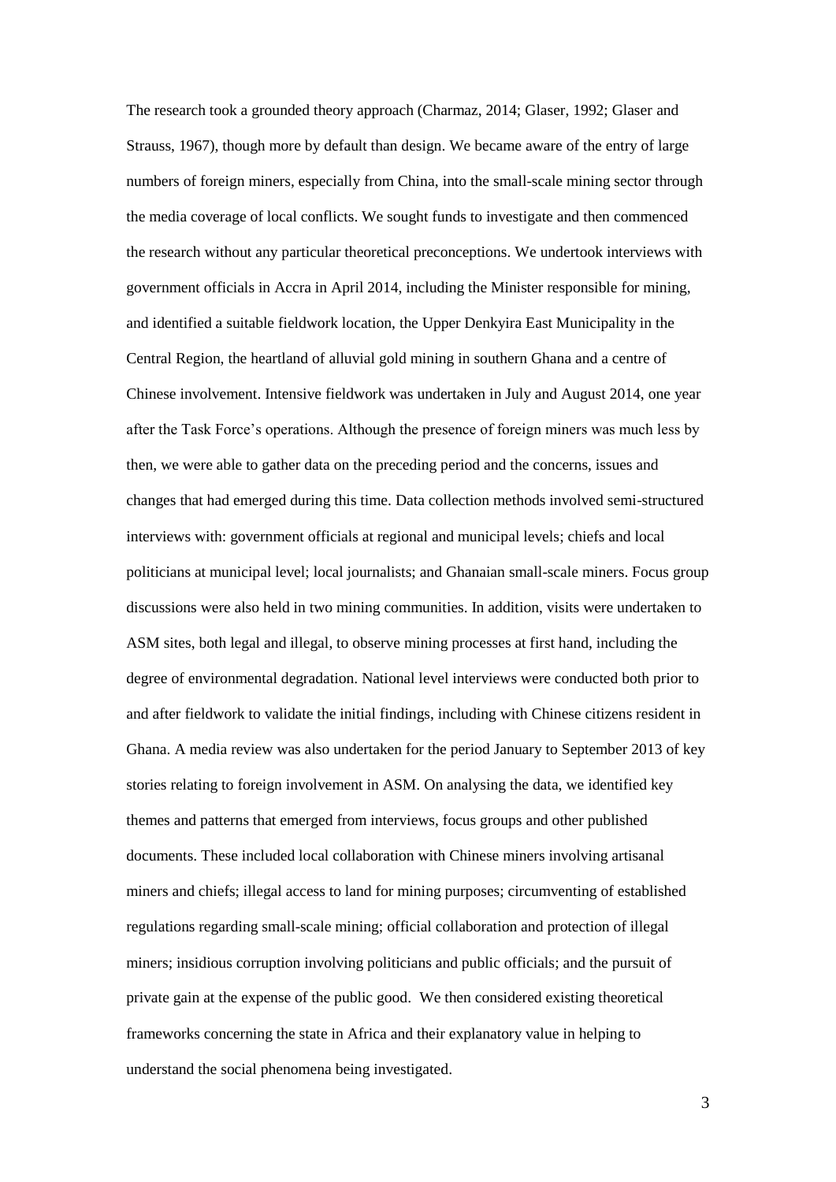The research took a grounded theory approach (Charmaz, 2014; Glaser, 1992; Glaser and Strauss, 1967), though more by default than design. We became aware of the entry of large numbers of foreign miners, especially from China, into the small-scale mining sector through the media coverage of local conflicts. We sought funds to investigate and then commenced the research without any particular theoretical preconceptions. We undertook interviews with government officials in Accra in April 2014, including the Minister responsible for mining, and identified a suitable fieldwork location, the Upper Denkyira East Municipality in the Central Region, the heartland of alluvial gold mining in southern Ghana and a centre of Chinese involvement. Intensive fieldwork was undertaken in July and August 2014, one year after the Task Force's operations. Although the presence of foreign miners was much less by then, we were able to gather data on the preceding period and the concerns, issues and changes that had emerged during this time. Data collection methods involved semi-structured interviews with: government officials at regional and municipal levels; chiefs and local politicians at municipal level; local journalists; and Ghanaian small-scale miners. Focus group discussions were also held in two mining communities. In addition, visits were undertaken to ASM sites, both legal and illegal, to observe mining processes at first hand, including the degree of environmental degradation. National level interviews were conducted both prior to and after fieldwork to validate the initial findings, including with Chinese citizens resident in Ghana. A media review was also undertaken for the period January to September 2013 of key stories relating to foreign involvement in ASM. On analysing the data, we identified key themes and patterns that emerged from interviews, focus groups and other published documents. These included local collaboration with Chinese miners involving artisanal miners and chiefs; illegal access to land for mining purposes; circumventing of established regulations regarding small-scale mining; official collaboration and protection of illegal miners; insidious corruption involving politicians and public officials; and the pursuit of private gain at the expense of the public good. We then considered existing theoretical frameworks concerning the state in Africa and their explanatory value in helping to understand the social phenomena being investigated.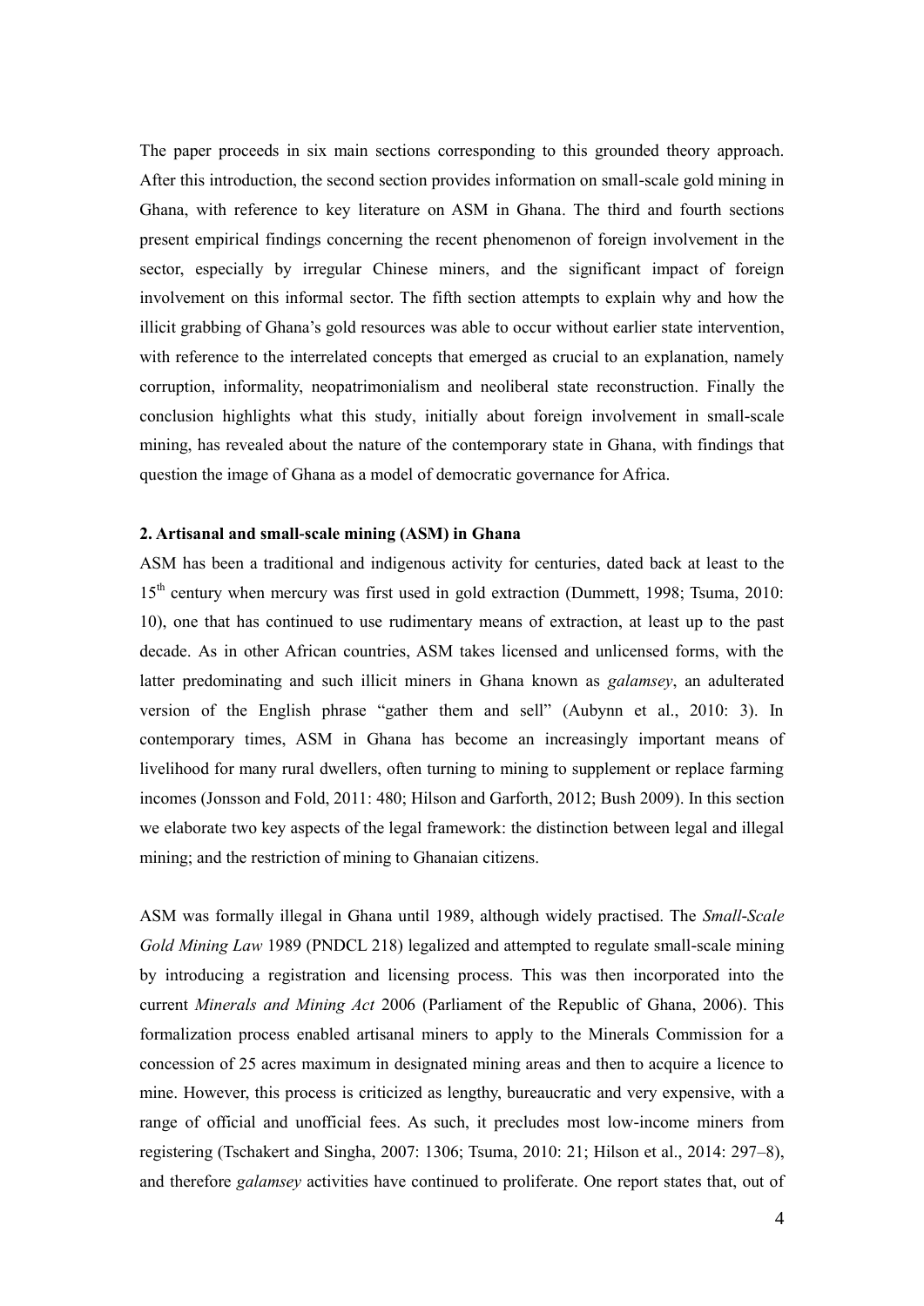The paper proceeds in six main sections corresponding to this grounded theory approach. After this introduction, the second section provides information on small-scale gold mining in Ghana, with reference to key literature on ASM in Ghana. The third and fourth sections present empirical findings concerning the recent phenomenon of foreign involvement in the sector, especially by irregular Chinese miners, and the significant impact of foreign involvement on this informal sector. The fifth section attempts to explain why and how the illicit grabbing of Ghana's gold resources was able to occur without earlier state intervention, with reference to the interrelated concepts that emerged as crucial to an explanation, namely corruption, informality, neopatrimonialism and neoliberal state reconstruction. Finally the conclusion highlights what this study, initially about foreign involvement in small-scale mining, has revealed about the nature of the contemporary state in Ghana, with findings that question the image of Ghana as a model of democratic governance for Africa.

## 2. Artisanal and small-scale mining (ASM) in Ghana

ASM has been a traditional and indigenous activity for centuries, dated back at least to the 15th century when mercury was first used in gold extraction (Dummett, 1998; Tsuma, 2010: 10), one that has continued to use rudimentary means of extraction, at least up to the past decade. As in other African countries, ASM takes licensed and unlicensed forms, with the latter predominating and such illicit miners in Ghana known as *galamsey*, an adulterated version of the English phrase "gather them and sell" (Aubynn et al., 2010: 3). In contemporary times, ASM in Ghana has become an increasingly important means of livelihood for many rural dwellers, often turning to mining to supplement or replace farming incomes (Jonsson and Fold, 2011: 480; Hilson and Garforth, 2012; Bush 2009). In this section we elaborate two key aspects of the legal framework: the distinction between legal and illegal mining; and the restriction of mining to Ghanaian citizens.

ASM was formally illegal in Ghana until 1989, although widely practised. The *Small-Scale Gold Mining Law* 1989 (PNDCL 218) legalized and attempted to regulate small-scale mining by introducing a registration and licensing process. This was then incorporated into the current *Minerals and Mining Act* 2006 (Parliament of the Republic of Ghana, 2006). This formalization process enabled artisanal miners to apply to the Minerals Commission for a concession of 25 acres maximum in designated mining areas and then to acquire a licence to mine. However, this process is criticized as lengthy, bureaucratic and very expensive, with a range of official and unofficial fees. As such, it precludes most low-income miners from registering (Tschakert and Singha, 2007: 1306; Tsuma, 2010: 21; Hilson et al., 2014: 297–8), and therefore *galamsey* activities have continued to proliferate. One report states that, out of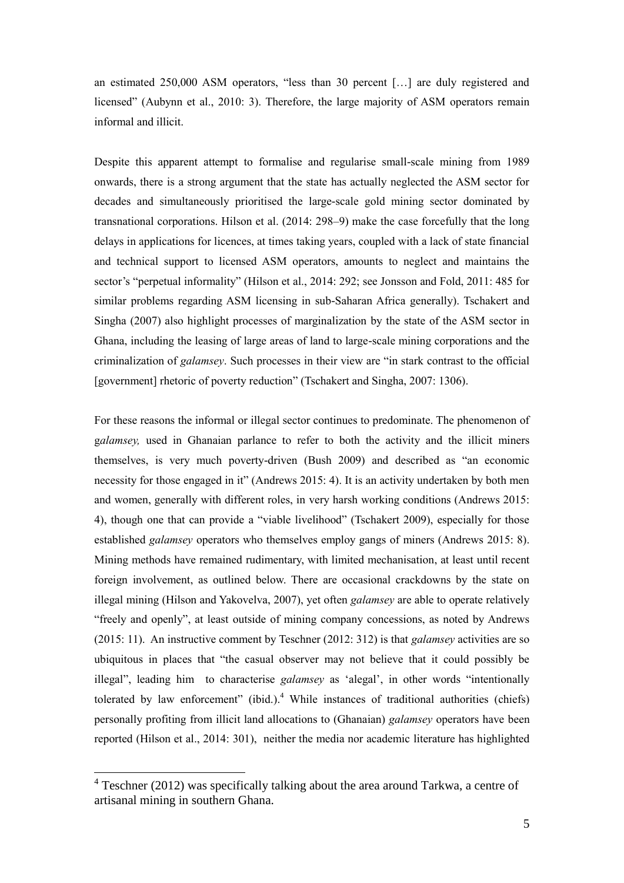an estimated 250,000 ASM operators, "less than 30 percent […] are duly registered and licensed" (Aubynn et al., 2010: 3). Therefore, the large majority of ASM operators remain informal and illicit.

Despite this apparent attempt to formalise and regularise small-scale mining from 1989 onwards, there is a strong argument that the state has actually neglected the ASM sector for decades and simultaneously prioritised the large-scale gold mining sector dominated by transnational corporations. Hilson et al. (2014: 298–9) make the case forcefully that the long delays in applications for licences, at times taking years, coupled with a lack of state financial and technical support to licensed ASM operators, amounts to neglect and maintains the sector's "perpetual informality" (Hilson et al., 2014: 292; see Jonsson and Fold, 2011: 485 for similar problems regarding ASM licensing in sub-Saharan Africa generally). Tschakert and Singha (2007) also highlight processes of marginalization by the state of the ASM sector in Ghana, including the leasing of large areas of land to large-scale mining corporations and the criminalization of *galamsey*. Such processes in their view are "in stark contrast to the official [government] rhetoric of poverty reduction" (Tschakert and Singha, 2007: 1306).

For these reasons the informal or illegal sector continues to predominate. The phenomenon of g*alamsey,* used in Ghanaian parlance to refer to both the activity and the illicit miners themselves, is very much poverty-driven (Bush 2009) and described as "an economic necessity for those engaged in it" (Andrews 2015: 4). It is an activity undertaken by both men and women, generally with different roles, in very harsh working conditions (Andrews 2015: 4), though one that can provide a "viable livelihood" (Tschakert 2009), especially for those established *galamsey* operators who themselves employ gangs of miners (Andrews 2015: 8). Mining methods have remained rudimentary, with limited mechanisation, at least until recent foreign involvement, as outlined below. There are occasional crackdowns by the state on illegal mining (Hilson and Yakovelva, 2007), yet often *galamsey* are able to operate relatively "freely and openly", at least outside of mining company concessions, as noted by Andrews (2015: 11). An instructive comment by Teschner (2012: 312) is that *galamsey* activities are so ubiquitous in places that "the casual observer may not believe that it could possibly be illegal", leading him to characterise *galamsey* as 'alegal', in other words "intentionally tolerated by law enforcement" (ibid.).[4] While instances of traditional authorities (chiefs) personally profiting from illicit land allocations to (Ghanaian) *galamsey* operators have been reported (Hilson et al., 2014: 301), neither the media nor academic literature has highlighted

[4] Teschner (2012) was specifically talking about the area around Tarkwa, a centre of artisanal mining in southern Ghana.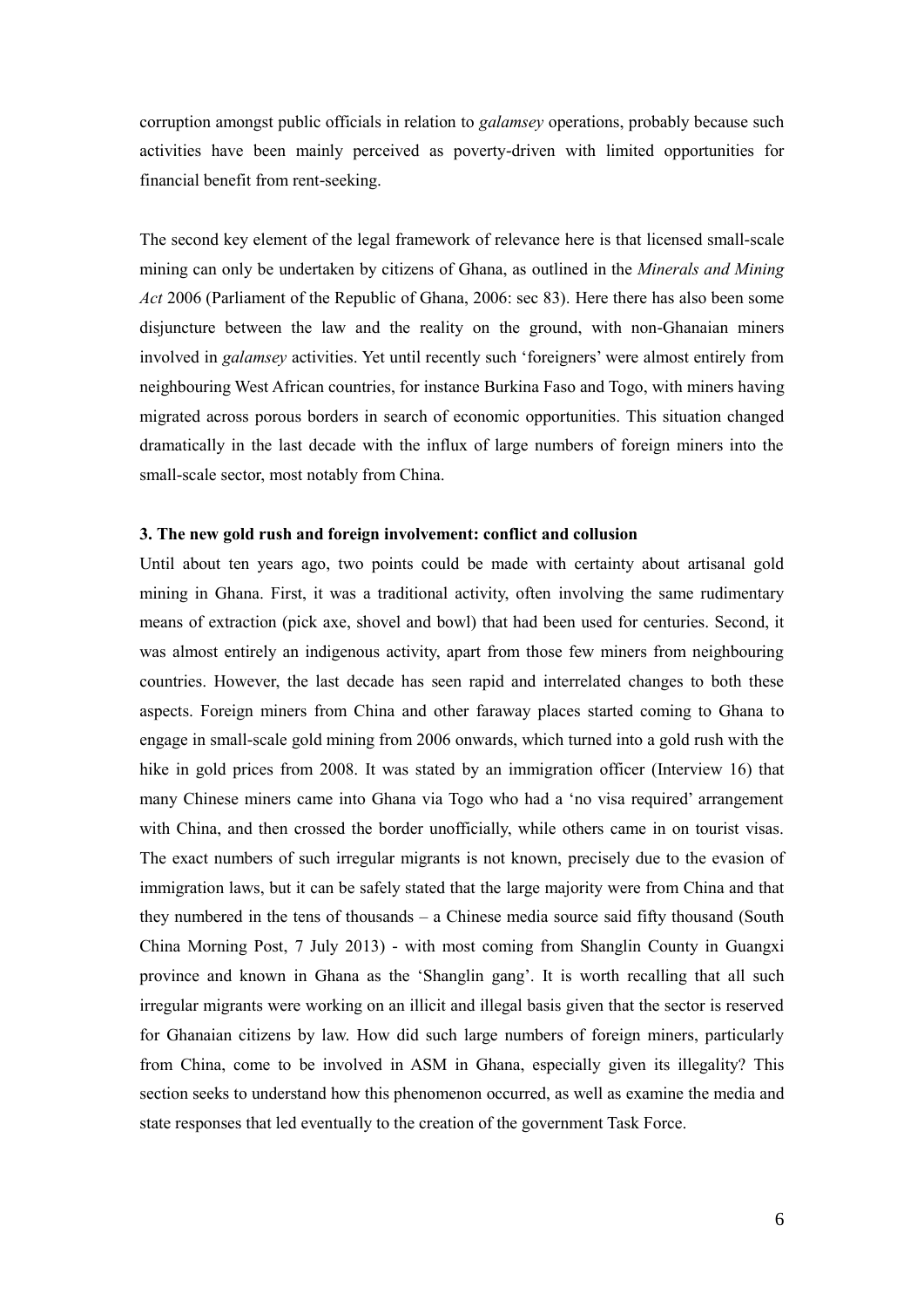corruption amongst public officials in relation to *galamsey* operations, probably because such activities have been mainly perceived as poverty-driven with limited opportunities for financial benefit from rent-seeking.

The second key element of the legal framework of relevance here is that licensed small-scale mining can only be undertaken by citizens of Ghana, as outlined in the *Minerals and Mining Act* 2006 (Parliament of the Republic of Ghana, 2006: sec 83). Here there has also been some disjuncture between the law and the reality on the ground, with non-Ghanaian miners involved in *galamsey* activities. Yet until recently such 'foreigners' were almost entirely from neighbouring West African countries, for instance Burkina Faso and Togo, with miners having migrated across porous borders in search of economic opportunities. This situation changed dramatically in the last decade with the influx of large numbers of foreign miners into the small-scale sector, most notably from China.

### 3. The new gold rush and foreign involvement: conflict and collusion

Until about ten years ago, two points could be made with certainty about artisanal gold mining in Ghana. First, it was a traditional activity, often involving the same rudimentary means of extraction (pick axe, shovel and bowl) that had been used for centuries. Second, it was almost entirely an indigenous activity, apart from those few miners from neighbouring countries. However, the last decade has seen rapid and interrelated changes to both these aspects. Foreign miners from China and other faraway places started coming to Ghana to engage in small-scale gold mining from 2006 onwards, which turned into a gold rush with the hike in gold prices from 2008. It was stated by an immigration officer (Interview 16) that many Chinese miners came into Ghana via Togo who had a 'no visa required' arrangement with China, and then crossed the border unofficially, while others came in on tourist visas. The exact numbers of such irregular migrants is not known, precisely due to the evasion of immigration laws, but it can be safely stated that the large majority were from China and that they numbered in the tens of thousands – a Chinese media source said fifty thousand (South China Morning Post, 7 July 2013) - with most coming from Shanglin County in Guangxi province and known in Ghana as the 'Shanglin gang'. It is worth recalling that all such irregular migrants were working on an illicit and illegal basis given that the sector is reserved for Ghanaian citizens by law. How did such large numbers of foreign miners, particularly from China, come to be involved in ASM in Ghana, especially given its illegality? This section seeks to understand how this phenomenon occurred, as well as examine the media and state responses that led eventually to the creation of the government Task Force.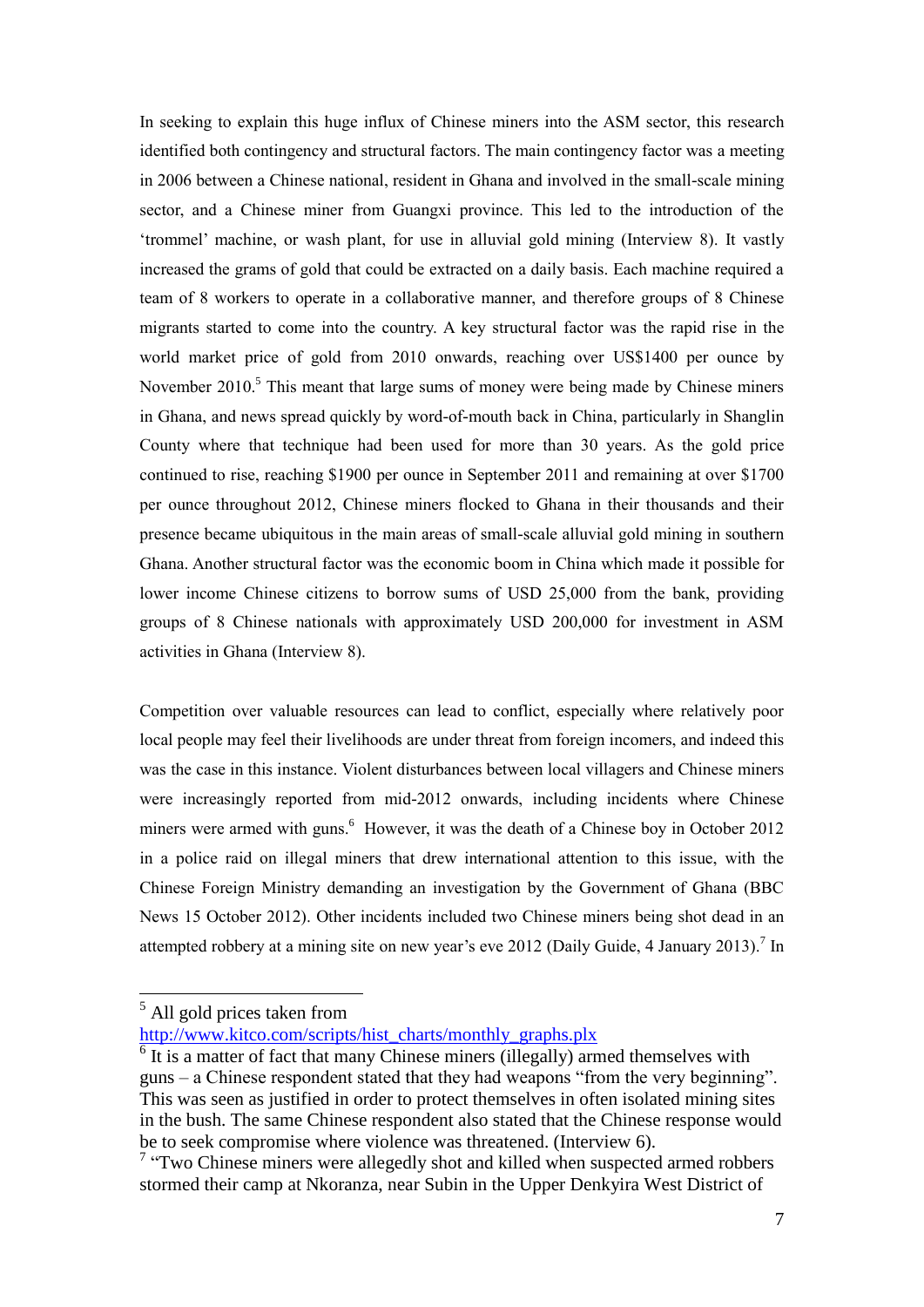In seeking to explain this huge influx of Chinese miners into the ASM sector, this research identified both contingency and structural factors. The main contingency factor was a meeting in 2006 between a Chinese national, resident in Ghana and involved in the small-scale mining sector, and a Chinese miner from Guangxi province. This led to the introduction of the 'trommel' machine, or wash plant, for use in alluvial gold mining (Interview 8). It vastly increased the grams of gold that could be extracted on a daily basis. Each machine required a team of 8 workers to operate in a collaborative manner, and therefore groups of 8 Chinese migrants started to come into the country. A key structural factor was the rapid rise in the world market price of gold from 2010 onwards, reaching over US$1400 per ounce by November 2010.[5] This meant that large sums of money were being made by Chinese miners in Ghana, and news spread quickly by word-of-mouth back in China, particularly in Shanglin County where that technique had been used for more than 30 years. As the gold price continued to rise, reaching $1900 per ounce in September 2011 and remaining at over $1700 per ounce throughout 2012, Chinese miners flocked to Ghana in their thousands and their presence became ubiquitous in the main areas of small-scale alluvial gold mining in southern Ghana. Another structural factor was the economic boom in China which made it possible for lower income Chinese citizens to borrow sums of USD 25,000 from the bank, providing groups of 8 Chinese nationals with approximately USD 200,000 for investment in ASM activities in Ghana (Interview 8).

Competition over valuable resources can lead to conflict, especially where relatively poor local people may feel their livelihoods are under threat from foreign incomers, and indeed this was the case in this instance. Violent disturbances between local villagers and Chinese miners were increasingly reported from mid-2012 onwards, including incidents where Chinese miners were armed with guns.[6] However, it was the death of a Chinese boy in October 2012 in a police raid on illegal miners that drew international attention to this issue, with the Chinese Foreign Ministry demanding an investigation by the Government of Ghana (BBC News 15 October 2012). Other incidents included two Chinese miners being shot dead in an attempted robbery at a mining site on new year's eve 2012 (Daily Guide, 4 January 2013).[7] In

---

[5] All gold prices taken from http://www.kitco.com/scripts/hist_charts/monthly_graphs.plx

[6] It is a matter of fact that many Chinese miners (illegally) armed themselves with guns – a Chinese respondent stated that they had weapons "from the very beginning". This was seen as justified in order to protect themselves in often isolated mining sites in the bush. The same Chinese respondent also stated that the Chinese response would be to seek compromise where violence was threatened. (Interview 6).

[7] "Two Chinese miners were allegedly shot and killed when suspected armed robbers stormed their camp at Nkoranza, near Subin in the Upper Denkyira West District of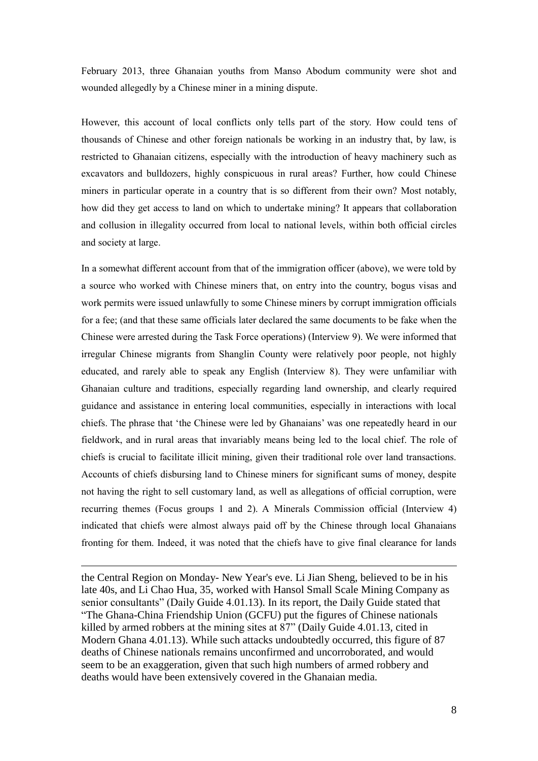February 2013, three Ghanaian youths from Manso Abodum community were shot and wounded allegedly by a Chinese miner in a mining dispute.

However, this account of local conflicts only tells part of the story. How could tens of thousands of Chinese and other foreign nationals be working in an industry that, by law, is restricted to Ghanaian citizens, especially with the introduction of heavy machinery such as excavators and bulldozers, highly conspicuous in rural areas? Further, how could Chinese miners in particular operate in a country that is so different from their own? Most notably, how did they get access to land on which to undertake mining? It appears that collaboration and collusion in illegality occurred from local to national levels, within both official circles and society at large.

In a somewhat different account from that of the immigration officer (above), we were told by a source who worked with Chinese miners that, on entry into the country, bogus visas and work permits were issued unlawfully to some Chinese miners by corrupt immigration officials for a fee; (and that these same officials later declared the same documents to be fake when the Chinese were arrested during the Task Force operations) (Interview 9). We were informed that irregular Chinese migrants from Shanglin County were relatively poor people, not highly educated, and rarely able to speak any English (Interview 8). They were unfamiliar with Ghanaian culture and traditions, especially regarding land ownership, and clearly required guidance and assistance in entering local communities, especially in interactions with local chiefs. The phrase that 'the Chinese were led by Ghanaians' was one repeatedly heard in our fieldwork, and in rural areas that invariably means being led to the local chief. The role of chiefs is crucial to facilitate illicit mining, given their traditional role over land transactions. Accounts of chiefs disbursing land to Chinese miners for significant sums of money, despite not having the right to sell customary land, as well as allegations of official corruption, were recurring themes (Focus groups 1 and 2). A Minerals Commission official (Interview 4) indicated that chiefs were almost always paid off by the Chinese through local Ghanaians fronting for them. Indeed, it was noted that the chiefs have to give final clearance for lands

---

the Central Region on Monday- New Year's eve. Li Jian Sheng, believed to be in his late 40s, and Li Chao Hua, 35, worked with Hansol Small Scale Mining Company as senior consultants" (Daily Guide 4.01.13). In its report, the Daily Guide stated that "The Ghana-China Friendship Union (GCFU) put the figures of Chinese nationals killed by armed robbers at the mining sites at 87" (Daily Guide 4.01.13, cited in Modern Ghana 4.01.13). While such attacks undoubtedly occurred, this figure of 87 deaths of Chinese nationals remains unconfirmed and uncorroborated, and would seem to be an exaggeration, given that such high numbers of armed robbery and deaths would have been extensively covered in the Ghanaian media.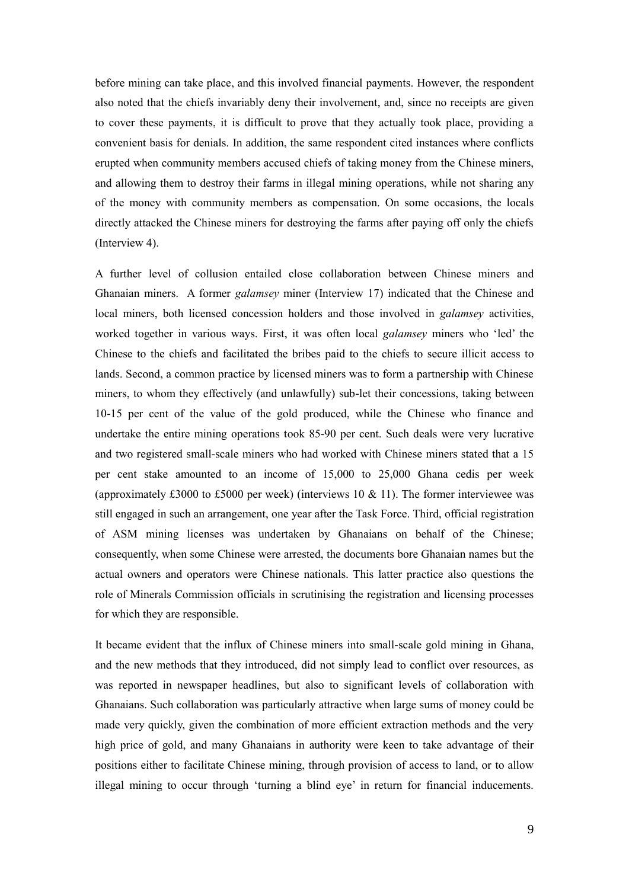before mining can take place, and this involved financial payments. However, the respondent also noted that the chiefs invariably deny their involvement, and, since no receipts are given to cover these payments, it is difficult to prove that they actually took place, providing a convenient basis for denials. In addition, the same respondent cited instances where conflicts erupted when community members accused chiefs of taking money from the Chinese miners, and allowing them to destroy their farms in illegal mining operations, while not sharing any of the money with community members as compensation. On some occasions, the locals directly attacked the Chinese miners for destroying the farms after paying off only the chiefs (Interview 4).

A further level of collusion entailed close collaboration between Chinese miners and Ghanaian miners. A former *galamsey* miner (Interview 17) indicated that the Chinese and local miners, both licensed concession holders and those involved in *galamsey* activities, worked together in various ways. First, it was often local *galamsey* miners who 'led' the Chinese to the chiefs and facilitated the bribes paid to the chiefs to secure illicit access to lands. Second, a common practice by licensed miners was to form a partnership with Chinese miners, to whom they effectively (and unlawfully) sub-let their concessions, taking between 10-15 per cent of the value of the gold produced, while the Chinese who finance and undertake the entire mining operations took 85-90 per cent. Such deals were very lucrative and two registered small-scale miners who had worked with Chinese miners stated that a 15 per cent stake amounted to an income of 15,000 to 25,000 Ghana cedis per week (approximately £3000 to £5000 per week) (interviews 10 & 11). The former interviewee was still engaged in such an arrangement, one year after the Task Force. Third, official registration of ASM mining licenses was undertaken by Ghanaians on behalf of the Chinese; consequently, when some Chinese were arrested, the documents bore Ghanaian names but the actual owners and operators were Chinese nationals. This latter practice also questions the role of Minerals Commission officials in scrutinising the registration and licensing processes for which they are responsible.

It became evident that the influx of Chinese miners into small-scale gold mining in Ghana, and the new methods that they introduced, did not simply lead to conflict over resources, as was reported in newspaper headlines, but also to significant levels of collaboration with Ghanaians. Such collaboration was particularly attractive when large sums of money could be made very quickly, given the combination of more efficient extraction methods and the very high price of gold, and many Ghanaians in authority were keen to take advantage of their positions either to facilitate Chinese mining, through provision of access to land, or to allow illegal mining to occur through 'turning a blind eye' in return for financial inducements.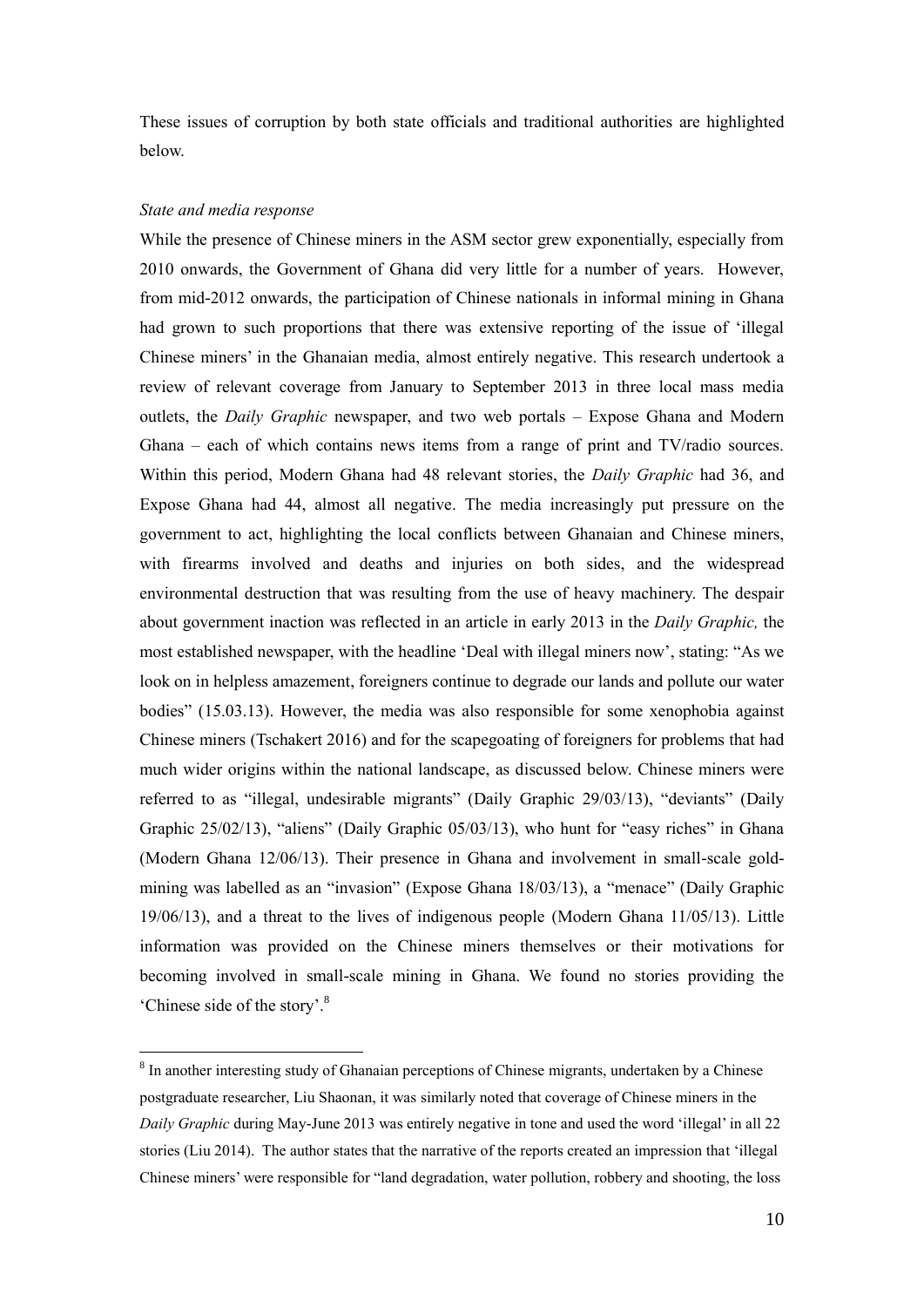These issues of corruption by both state officials and traditional authorities are highlighted below.

*State and media response*

While the presence of Chinese miners in the ASM sector grew exponentially, especially from 2010 onwards, the Government of Ghana did very little for a number of years. However, from mid-2012 onwards, the participation of Chinese nationals in informal mining in Ghana had grown to such proportions that there was extensive reporting of the issue of 'illegal Chinese miners' in the Ghanaian media, almost entirely negative. This research undertook a review of relevant coverage from January to September 2013 in three local mass media outlets, the *Daily Graphic* newspaper, and two web portals – Expose Ghana and Modern Ghana – each of which contains news items from a range of print and TV/radio sources. Within this period, Modern Ghana had 48 relevant stories, the *Daily Graphic* had 36, and Expose Ghana had 44, almost all negative. The media increasingly put pressure on the government to act, highlighting the local conflicts between Ghanaian and Chinese miners, with firearms involved and deaths and injuries on both sides, and the widespread environmental destruction that was resulting from the use of heavy machinery. The despair about government inaction was reflected in an article in early 2013 in the *Daily Graphic,* the most established newspaper, with the headline 'Deal with illegal miners now', stating: "As we look on in helpless amazement, foreigners continue to degrade our lands and pollute our water bodies" (15.03.13). However, the media was also responsible for some xenophobia against Chinese miners (Tschakert 2016) and for the scapegoating of foreigners for problems that had much wider origins within the national landscape, as discussed below. Chinese miners were referred to as "illegal, undesirable migrants" (Daily Graphic 29/03/13), "deviants" (Daily Graphic 25/02/13), "aliens" (Daily Graphic 05/03/13), who hunt for "easy riches" in Ghana (Modern Ghana 12/06/13). Their presence in Ghana and involvement in small-scale gold-mining was labelled as an "invasion" (Expose Ghana 18/03/13), a "menace" (Daily Graphic 19/06/13), and a threat to the lives of indigenous people (Modern Ghana 11/05/13). Little information was provided on the Chinese miners themselves or their motivations for becoming involved in small-scale mining in Ghana. We found no stories providing the 'Chinese side of the story'.[8]

[8] In another interesting study of Ghanaian perceptions of Chinese migrants, undertaken by a Chinese postgraduate researcher, Liu Shaonan, it was similarly noted that coverage of Chinese miners in the *Daily Graphic* during May-June 2013 was entirely negative in tone and used the word 'illegal' in all 22 stories (Liu 2014). The author states that the narrative of the reports created an impression that 'illegal Chinese miners' were responsible for "land degradation, water pollution, robbery and shooting, the loss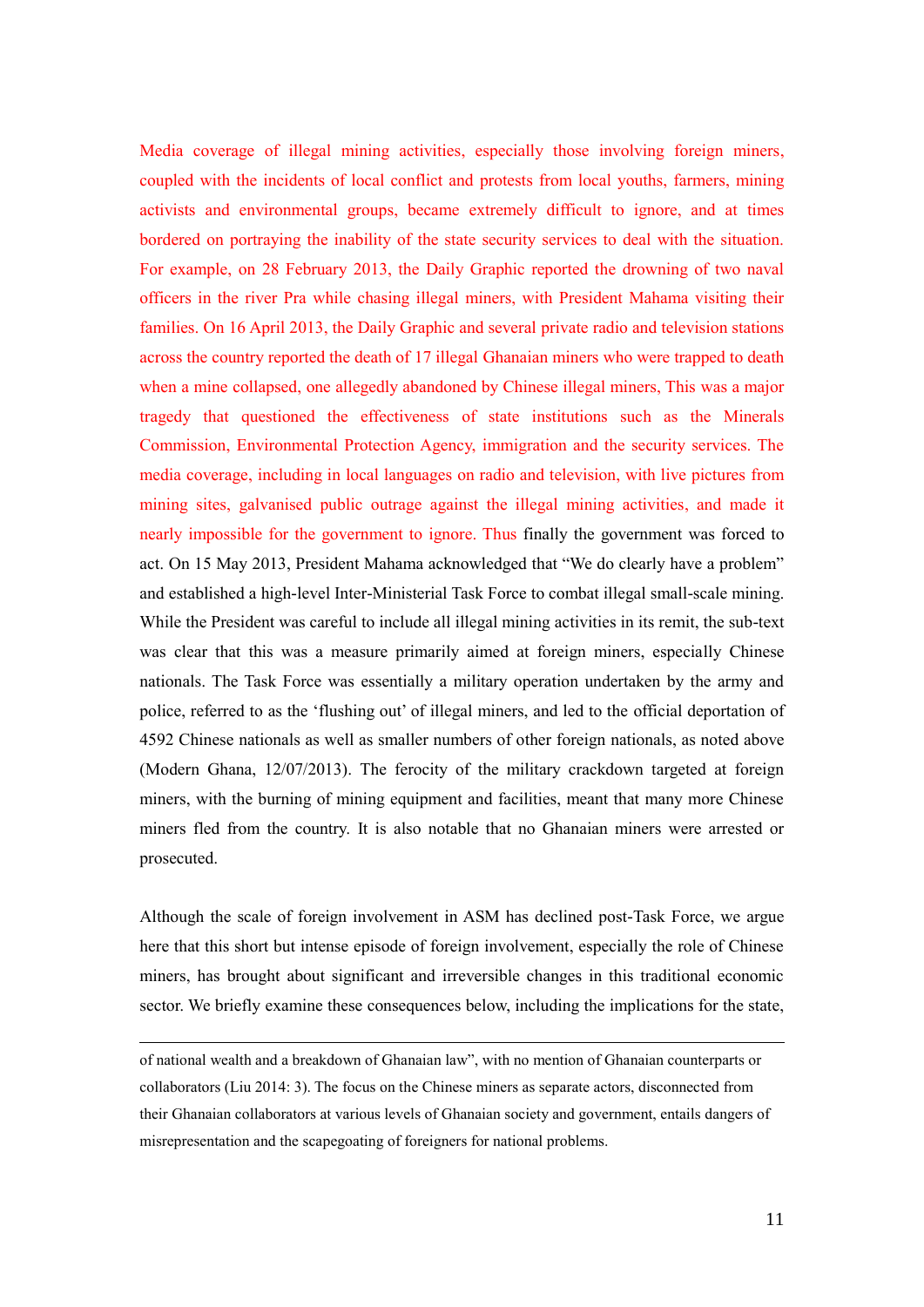Media coverage of illegal mining activities, especially those involving foreign miners, coupled with the incidents of local conflict and protests from local youths, farmers, mining activists and environmental groups, became extremely difficult to ignore, and at times bordered on portraying the inability of the state security services to deal with the situation. For example, on 28 February 2013, the Daily Graphic reported the drowning of two naval officers in the river Pra while chasing illegal miners, with President Mahama visiting their families. On 16 April 2013, the Daily Graphic and several private radio and television stations across the country reported the death of 17 illegal Ghanaian miners who were trapped to death when a mine collapsed, one allegedly abandoned by Chinese illegal miners, This was a major tragedy that questioned the effectiveness of state institutions such as the Minerals Commission, Environmental Protection Agency, immigration and the security services. The media coverage, including in local languages on radio and television, with live pictures from mining sites, galvanised public outrage against the illegal mining activities, and made it nearly impossible for the government to ignore. Thus finally the government was forced to act. On 15 May 2013, President Mahama acknowledged that "We do clearly have a problem" and established a high-level Inter-Ministerial Task Force to combat illegal small-scale mining. While the President was careful to include all illegal mining activities in its remit, the sub-text was clear that this was a measure primarily aimed at foreign miners, especially Chinese nationals. The Task Force was essentially a military operation undertaken by the army and police, referred to as the 'flushing out' of illegal miners, and led to the official deportation of 4592 Chinese nationals as well as smaller numbers of other foreign nationals, as noted above (Modern Ghana, 12/07/2013). The ferocity of the military crackdown targeted at foreign miners, with the burning of mining equipment and facilities, meant that many more Chinese miners fled from the country. It is also notable that no Ghanaian miners were arrested or prosecuted.

Although the scale of foreign involvement in ASM has declined post-Task Force, we argue here that this short but intense episode of foreign involvement, especially the role of Chinese miners, has brought about significant and irreversible changes in this traditional economic sector. We briefly examine these consequences below, including the implications for the state,

---

of national wealth and a breakdown of Ghanaian law", with no mention of Ghanaian counterparts or collaborators (Liu 2014: 3). The focus on the Chinese miners as separate actors, disconnected from their Ghanaian collaborators at various levels of Ghanaian society and government, entails dangers of misrepresentation and the scapegoating of foreigners for national problems.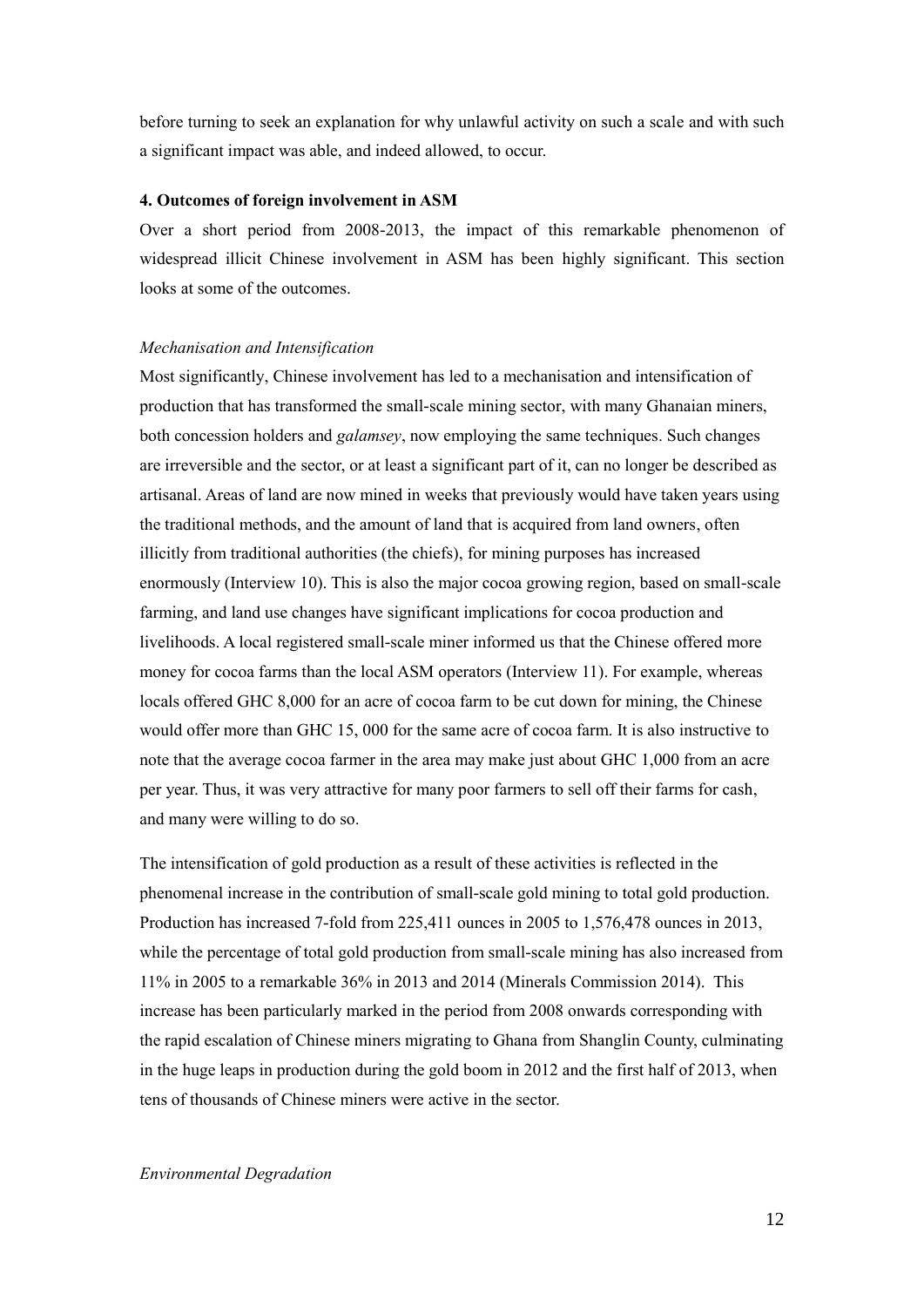before turning to seek an explanation for why unlawful activity on such a scale and with such a significant impact was able, and indeed allowed, to occur.

## 4. Outcomes of foreign involvement in ASM

Over a short period from 2008-2013, the impact of this remarkable phenomenon of widespread illicit Chinese involvement in ASM has been highly significant. This section looks at some of the outcomes.

### *Mechanisation and Intensification*

Most significantly, Chinese involvement has led to a mechanisation and intensification of production that has transformed the small-scale mining sector, with many Ghanaian miners, both concession holders and *galamsey*, now employing the same techniques. Such changes are irreversible and the sector, or at least a significant part of it, can no longer be described as artisanal. Areas of land are now mined in weeks that previously would have taken years using the traditional methods, and the amount of land that is acquired from land owners, often illicitly from traditional authorities (the chiefs), for mining purposes has increased enormously (Interview 10). This is also the major cocoa growing region, based on small-scale farming, and land use changes have significant implications for cocoa production and livelihoods. A local registered small-scale miner informed us that the Chinese offered more money for cocoa farms than the local ASM operators (Interview 11). For example, whereas locals offered GHC 8,000 for an acre of cocoa farm to be cut down for mining, the Chinese would offer more than GHC 15, 000 for the same acre of cocoa farm. It is also instructive to note that the average cocoa farmer in the area may make just about GHC 1,000 from an acre per year. Thus, it was very attractive for many poor farmers to sell off their farms for cash, and many were willing to do so.

The intensification of gold production as a result of these activities is reflected in the phenomenal increase in the contribution of small-scale gold mining to total gold production. Production has increased 7-fold from 225,411 ounces in 2005 to 1,576,478 ounces in 2013, while the percentage of total gold production from small-scale mining has also increased from 11% in 2005 to a remarkable 36% in 2013 and 2014 (Minerals Commission 2014). This increase has been particularly marked in the period from 2008 onwards corresponding with the rapid escalation of Chinese miners migrating to Ghana from Shanglin County, culminating in the huge leaps in production during the gold boom in 2012 and the first half of 2013, when tens of thousands of Chinese miners were active in the sector.

### *Environmental Degradation*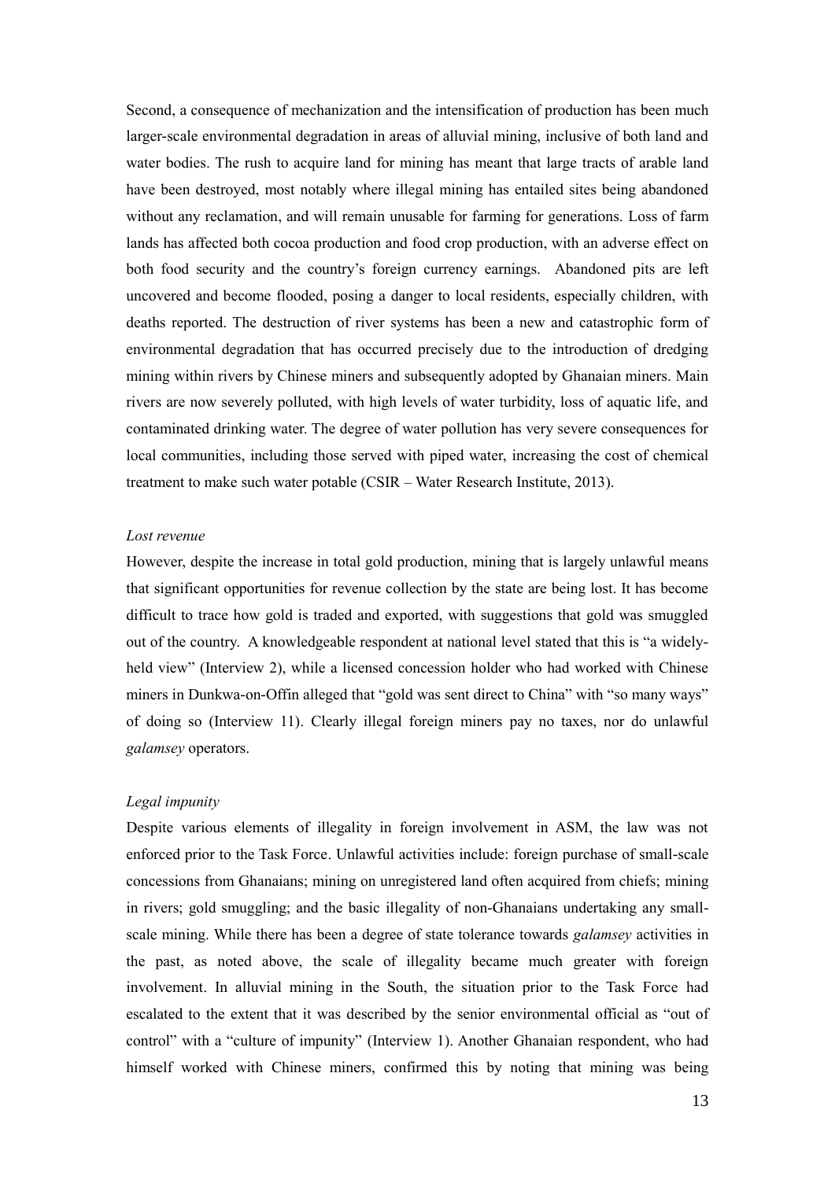Second, a consequence of mechanization and the intensification of production has been much larger-scale environmental degradation in areas of alluvial mining, inclusive of both land and water bodies. The rush to acquire land for mining has meant that large tracts of arable land have been destroyed, most notably where illegal mining has entailed sites being abandoned without any reclamation, and will remain unusable for farming for generations. Loss of farm lands has affected both cocoa production and food crop production, with an adverse effect on both food security and the country's foreign currency earnings. Abandoned pits are left uncovered and become flooded, posing a danger to local residents, especially children, with deaths reported. The destruction of river systems has been a new and catastrophic form of environmental degradation that has occurred precisely due to the introduction of dredging mining within rivers by Chinese miners and subsequently adopted by Ghanaian miners. Main rivers are now severely polluted, with high levels of water turbidity, loss of aquatic life, and contaminated drinking water. The degree of water pollution has very severe consequences for local communities, including those served with piped water, increasing the cost of chemical treatment to make such water potable (CSIR – Water Research Institute, 2013).

*Lost revenue*

However, despite the increase in total gold production, mining that is largely unlawful means that significant opportunities for revenue collection by the state are being lost. It has become difficult to trace how gold is traded and exported, with suggestions that gold was smuggled out of the country. A knowledgeable respondent at national level stated that this is "a widely-held view" (Interview 2), while a licensed concession holder who had worked with Chinese miners in Dunkwa-on-Offin alleged that "gold was sent direct to China" with "so many ways" of doing so (Interview 11). Clearly illegal foreign miners pay no taxes, nor do unlawful *galamsey* operators.

*Legal impunity*

Despite various elements of illegality in foreign involvement in ASM, the law was not enforced prior to the Task Force. Unlawful activities include: foreign purchase of small-scale concessions from Ghanaians; mining on unregistered land often acquired from chiefs; mining in rivers; gold smuggling; and the basic illegality of non-Ghanaians undertaking any small-scale mining. While there has been a degree of state tolerance towards *galamsey* activities in the past, as noted above, the scale of illegality became much greater with foreign involvement. In alluvial mining in the South, the situation prior to the Task Force had escalated to the extent that it was described by the senior environmental official as "out of control" with a "culture of impunity" (Interview 1). Another Ghanaian respondent, who had himself worked with Chinese miners, confirmed this by noting that mining was being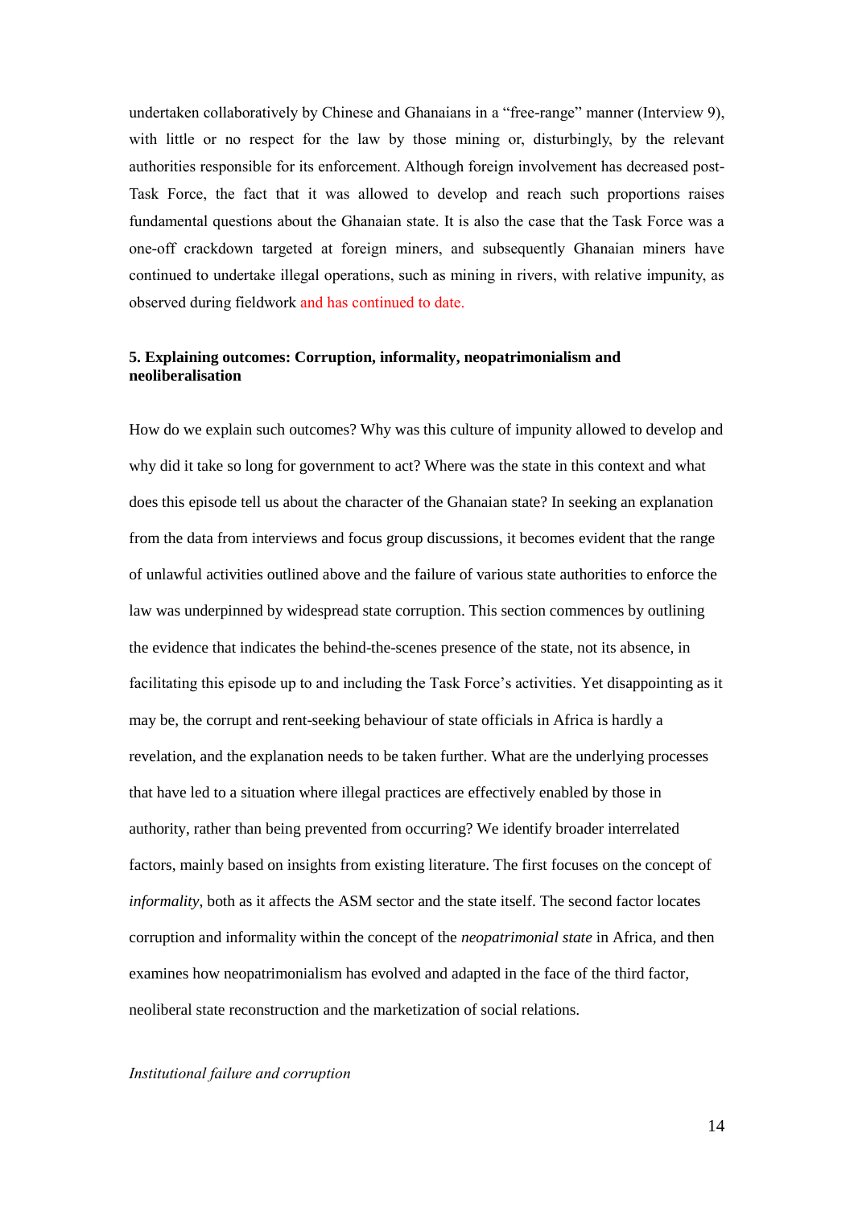undertaken collaboratively by Chinese and Ghanaians in a "free-range" manner (Interview 9), with little or no respect for the law by those mining or, disturbingly, by the relevant authorities responsible for its enforcement. Although foreign involvement has decreased post-Task Force, the fact that it was allowed to develop and reach such proportions raises fundamental questions about the Ghanaian state. It is also the case that the Task Force was a one-off crackdown targeted at foreign miners, and subsequently Ghanaian miners have continued to undertake illegal operations, such as mining in rivers, with relative impunity, as observed during fieldwork and has continued to date.

## 5. Explaining outcomes: Corruption, informality, neopatrimonialism and neoliberalisation

How do we explain such outcomes? Why was this culture of impunity allowed to develop and why did it take so long for government to act? Where was the state in this context and what does this episode tell us about the character of the Ghanaian state? In seeking an explanation from the data from interviews and focus group discussions, it becomes evident that the range of unlawful activities outlined above and the failure of various state authorities to enforce the law was underpinned by widespread state corruption. This section commences by outlining the evidence that indicates the behind-the-scenes presence of the state, not its absence, in facilitating this episode up to and including the Task Force's activities. Yet disappointing as it may be, the corrupt and rent-seeking behaviour of state officials in Africa is hardly a revelation, and the explanation needs to be taken further. What are the underlying processes that have led to a situation where illegal practices are effectively enabled by those in authority, rather than being prevented from occurring? We identify broader interrelated factors, mainly based on insights from existing literature. The first focuses on the concept of *informality*, both as it affects the ASM sector and the state itself. The second factor locates corruption and informality within the concept of the *neopatrimonial state* in Africa, and then examines how neopatrimonialism has evolved and adapted in the face of the third factor, neoliberal state reconstruction and the marketization of social relations.

### *Institutional failure and corruption*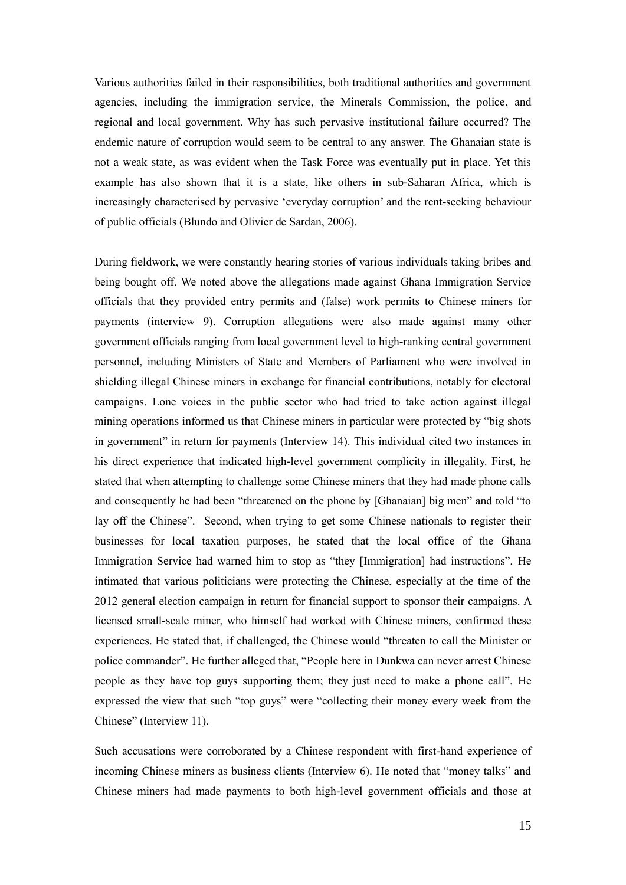Various authorities failed in their responsibilities, both traditional authorities and government agencies, including the immigration service, the Minerals Commission, the police, and regional and local government. Why has such pervasive institutional failure occurred? The endemic nature of corruption would seem to be central to any answer. The Ghanaian state is not a weak state, as was evident when the Task Force was eventually put in place. Yet this example has also shown that it is a state, like others in sub-Saharan Africa, which is increasingly characterised by pervasive 'everyday corruption' and the rent-seeking behaviour of public officials (Blundo and Olivier de Sardan, 2006).

During fieldwork, we were constantly hearing stories of various individuals taking bribes and being bought off. We noted above the allegations made against Ghana Immigration Service officials that they provided entry permits and (false) work permits to Chinese miners for payments (interview 9). Corruption allegations were also made against many other government officials ranging from local government level to high-ranking central government personnel, including Ministers of State and Members of Parliament who were involved in shielding illegal Chinese miners in exchange for financial contributions, notably for electoral campaigns. Lone voices in the public sector who had tried to take action against illegal mining operations informed us that Chinese miners in particular were protected by "big shots in government" in return for payments (Interview 14). This individual cited two instances in his direct experience that indicated high-level government complicity in illegality. First, he stated that when attempting to challenge some Chinese miners that they had made phone calls and consequently he had been "threatened on the phone by [Ghanaian] big men" and told "to lay off the Chinese". Second, when trying to get some Chinese nationals to register their businesses for local taxation purposes, he stated that the local office of the Ghana Immigration Service had warned him to stop as "they [Immigration] had instructions". He intimated that various politicians were protecting the Chinese, especially at the time of the 2012 general election campaign in return for financial support to sponsor their campaigns. A licensed small-scale miner, who himself had worked with Chinese miners, confirmed these experiences. He stated that, if challenged, the Chinese would "threaten to call the Minister or police commander". He further alleged that, "People here in Dunkwa can never arrest Chinese people as they have top guys supporting them; they just need to make a phone call". He expressed the view that such "top guys" were "collecting their money every week from the Chinese" (Interview 11).

Such accusations were corroborated by a Chinese respondent with first-hand experience of incoming Chinese miners as business clients (Interview 6). He noted that "money talks" and Chinese miners had made payments to both high-level government officials and those at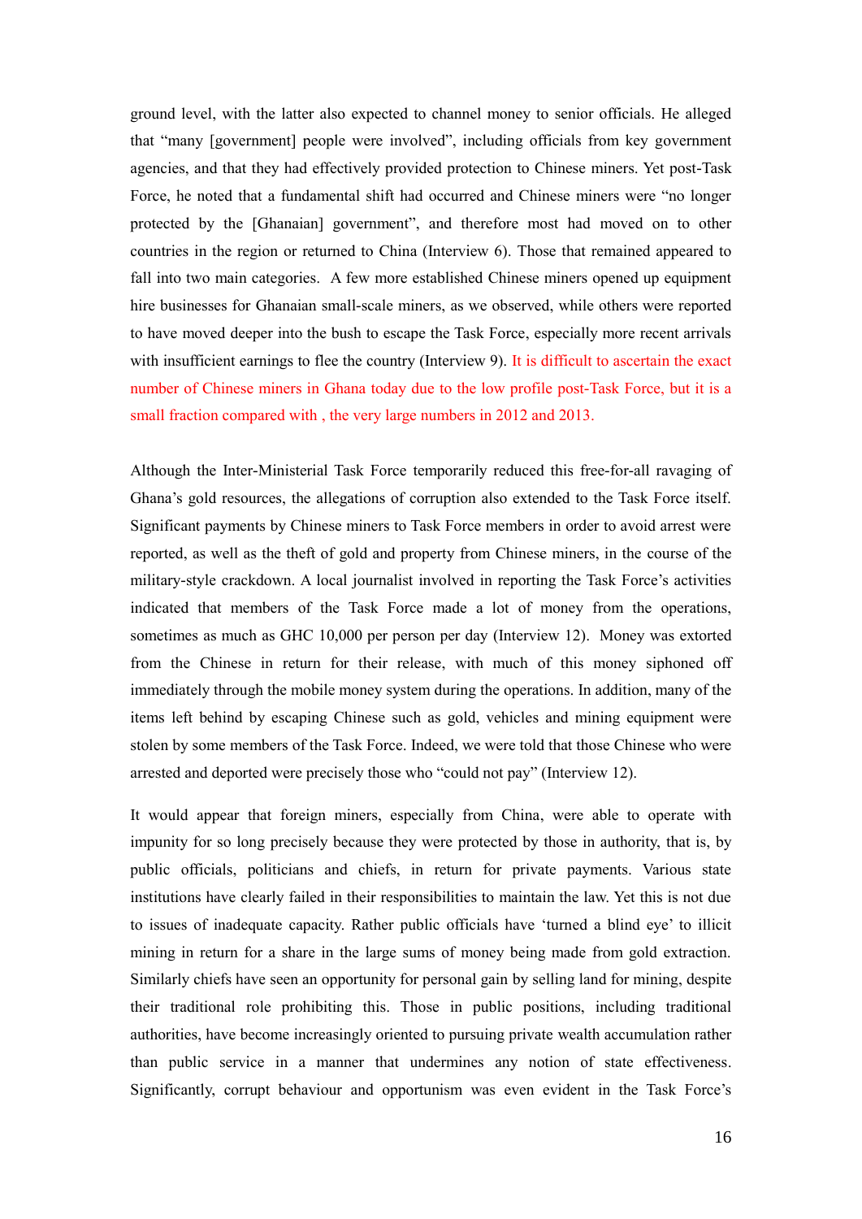ground level, with the latter also expected to channel money to senior officials. He alleged that "many [government] people were involved", including officials from key government agencies, and that they had effectively provided protection to Chinese miners. Yet post-Task Force, he noted that a fundamental shift had occurred and Chinese miners were "no longer protected by the [Ghanaian] government", and therefore most had moved on to other countries in the region or returned to China (Interview 6). Those that remained appeared to fall into two main categories. A few more established Chinese miners opened up equipment hire businesses for Ghanaian small-scale miners, as we observed, while others were reported to have moved deeper into the bush to escape the Task Force, especially more recent arrivals with insufficient earnings to flee the country (Interview 9). It is difficult to ascertain the exact number of Chinese miners in Ghana today due to the low profile post-Task Force, but it is a small fraction compared with , the very large numbers in 2012 and 2013.

Although the Inter-Ministerial Task Force temporarily reduced this free-for-all ravaging of Ghana's gold resources, the allegations of corruption also extended to the Task Force itself. Significant payments by Chinese miners to Task Force members in order to avoid arrest were reported, as well as the theft of gold and property from Chinese miners, in the course of the military-style crackdown. A local journalist involved in reporting the Task Force's activities indicated that members of the Task Force made a lot of money from the operations, sometimes as much as GHC 10,000 per person per day (Interview 12). Money was extorted from the Chinese in return for their release, with much of this money siphoned off immediately through the mobile money system during the operations. In addition, many of the items left behind by escaping Chinese such as gold, vehicles and mining equipment were stolen by some members of the Task Force. Indeed, we were told that those Chinese who were arrested and deported were precisely those who "could not pay" (Interview 12).

It would appear that foreign miners, especially from China, were able to operate with impunity for so long precisely because they were protected by those in authority, that is, by public officials, politicians and chiefs, in return for private payments. Various state institutions have clearly failed in their responsibilities to maintain the law. Yet this is not due to issues of inadequate capacity. Rather public officials have 'turned a blind eye' to illicit mining in return for a share in the large sums of money being made from gold extraction. Similarly chiefs have seen an opportunity for personal gain by selling land for mining, despite their traditional role prohibiting this. Those in public positions, including traditional authorities, have become increasingly oriented to pursuing private wealth accumulation rather than public service in a manner that undermines any notion of state effectiveness. Significantly, corrupt behaviour and opportunism was even evident in the Task Force's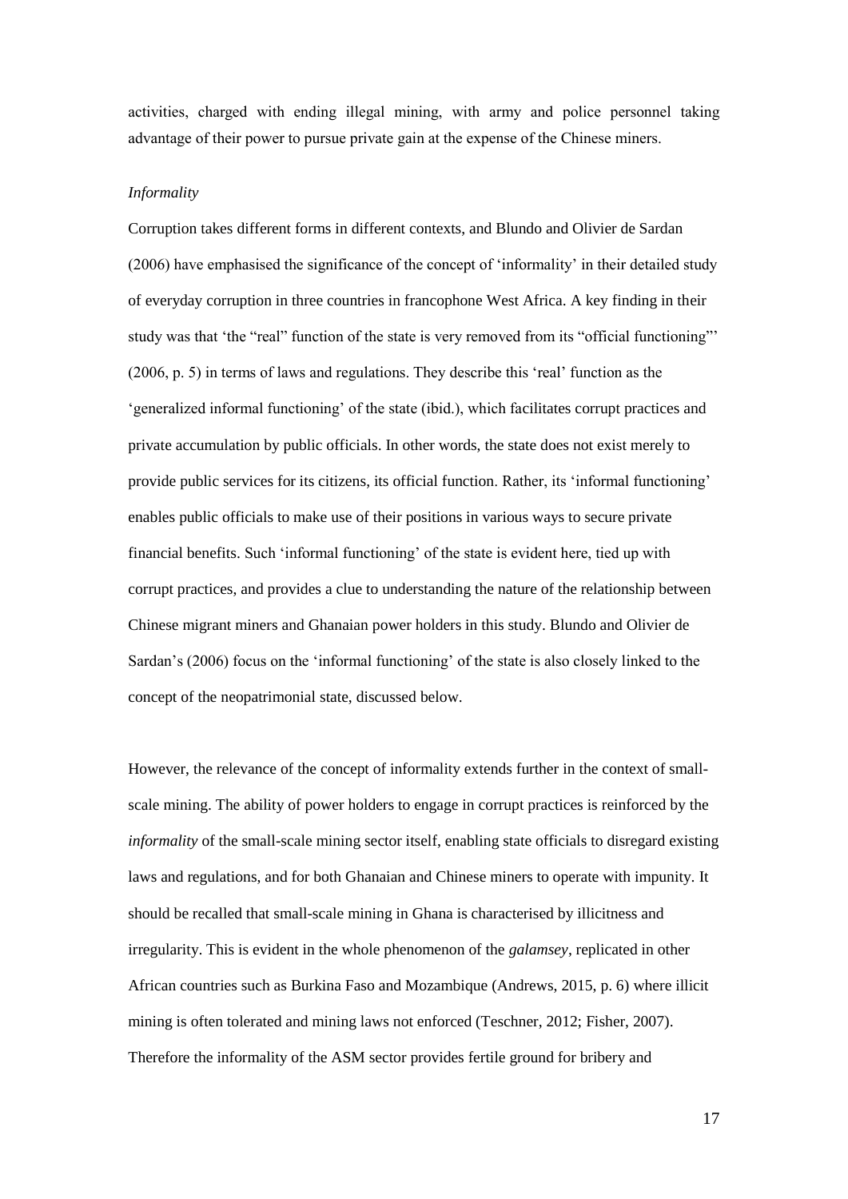activities, charged with ending illegal mining, with army and police personnel taking advantage of their power to pursue private gain at the expense of the Chinese miners.

*Informality*

Corruption takes different forms in different contexts, and Blundo and Olivier de Sardan (2006) have emphasised the significance of the concept of 'informality' in their detailed study of everyday corruption in three countries in francophone West Africa. A key finding in their study was that 'the "real" function of the state is very removed from its "official functioning"' (2006, p. 5) in terms of laws and regulations. They describe this 'real' function as the 'generalized informal functioning' of the state (ibid.), which facilitates corrupt practices and private accumulation by public officials. In other words, the state does not exist merely to provide public services for its citizens, its official function. Rather, its 'informal functioning' enables public officials to make use of their positions in various ways to secure private financial benefits. Such 'informal functioning' of the state is evident here, tied up with corrupt practices, and provides a clue to understanding the nature of the relationship between Chinese migrant miners and Ghanaian power holders in this study. Blundo and Olivier de Sardan's (2006) focus on the 'informal functioning' of the state is also closely linked to the concept of the neopatrimonial state, discussed below.

However, the relevance of the concept of informality extends further in the context of small-scale mining. The ability of power holders to engage in corrupt practices is reinforced by the *informality* of the small-scale mining sector itself, enabling state officials to disregard existing laws and regulations, and for both Ghanaian and Chinese miners to operate with impunity. It should be recalled that small-scale mining in Ghana is characterised by illicitness and irregularity. This is evident in the whole phenomenon of the *galamsey*, replicated in other African countries such as Burkina Faso and Mozambique (Andrews, 2015, p. 6) where illicit mining is often tolerated and mining laws not enforced (Teschner, 2012; Fisher, 2007). Therefore the informality of the ASM sector provides fertile ground for bribery and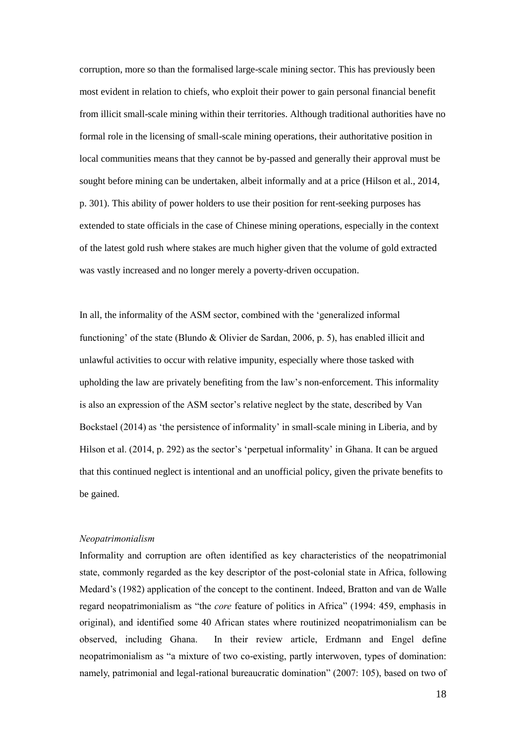corruption, more so than the formalised large-scale mining sector. This has previously been most evident in relation to chiefs, who exploit their power to gain personal financial benefit from illicit small-scale mining within their territories. Although traditional authorities have no formal role in the licensing of small-scale mining operations, their authoritative position in local communities means that they cannot be by-passed and generally their approval must be sought before mining can be undertaken, albeit informally and at a price (Hilson et al., 2014, p. 301). This ability of power holders to use their position for rent-seeking purposes has extended to state officials in the case of Chinese mining operations, especially in the context of the latest gold rush where stakes are much higher given that the volume of gold extracted was vastly increased and no longer merely a poverty-driven occupation.

In all, the informality of the ASM sector, combined with the 'generalized informal functioning' of the state (Blundo & Olivier de Sardan, 2006, p. 5), has enabled illicit and unlawful activities to occur with relative impunity, especially where those tasked with upholding the law are privately benefiting from the law's non-enforcement. This informality is also an expression of the ASM sector's relative neglect by the state, described by Van Bockstael (2014) as 'the persistence of informality' in small-scale mining in Liberia, and by Hilson et al. (2014, p. 292) as the sector's 'perpetual informality' in Ghana. It can be argued that this continued neglect is intentional and an unofficial policy, given the private benefits to be gained.

*Neopatrimonialism*

Informality and corruption are often identified as key characteristics of the neopatrimonial state, commonly regarded as the key descriptor of the post-colonial state in Africa, following Medard's (1982) application of the concept to the continent. Indeed, Bratton and van de Walle regard neopatrimonialism as "the *core* feature of politics in Africa" (1994: 459, emphasis in original), and identified some 40 African states where routinized neopatrimonialism can be observed, including Ghana. In their review article, Erdmann and Engel define neopatrimonialism as "a mixture of two co-existing, partly interwoven, types of domination: namely, patrimonial and legal-rational bureaucratic domination" (2007: 105), based on two of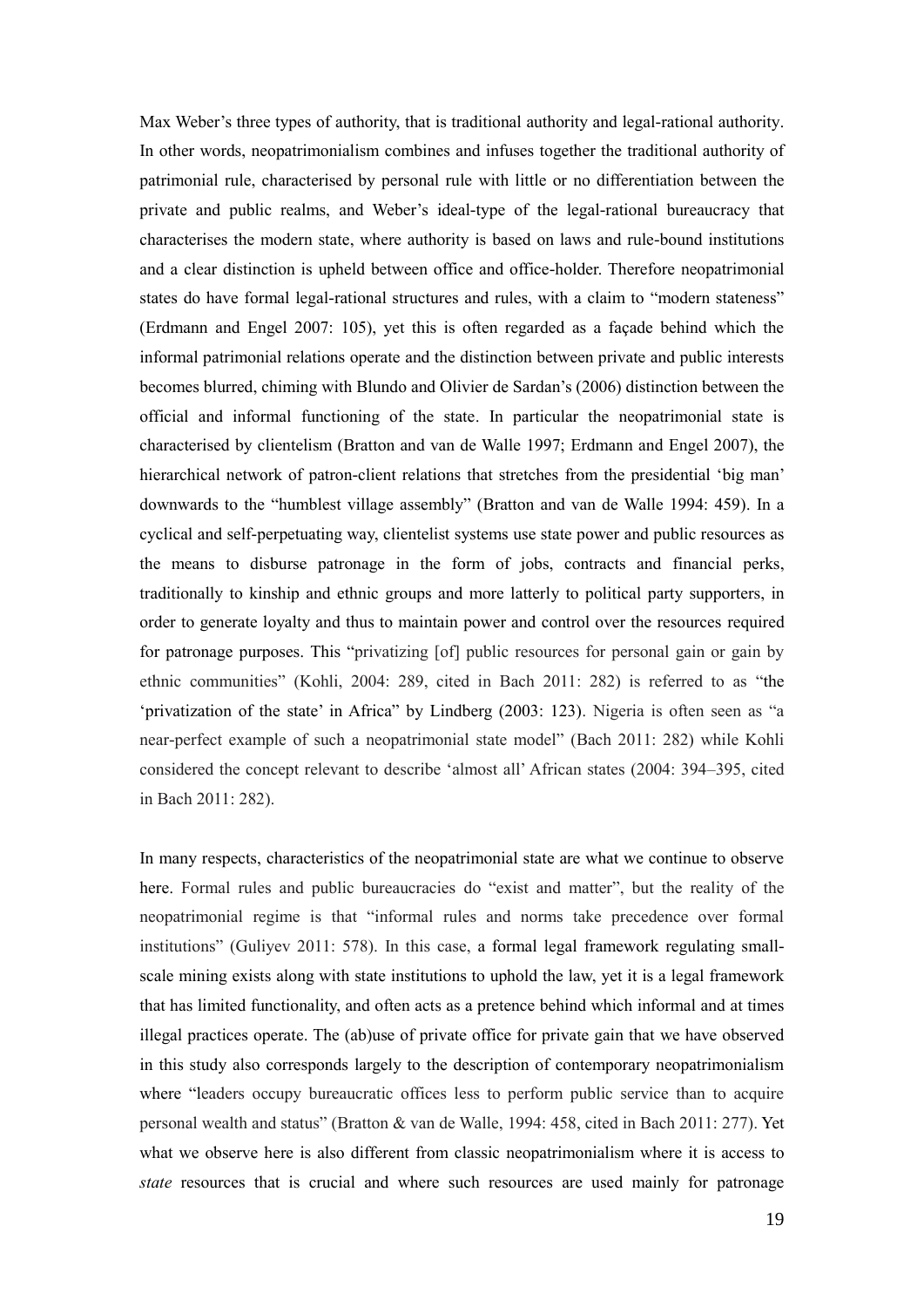Max Weber's three types of authority, that is traditional authority and legal-rational authority. In other words, neopatrimonialism combines and infuses together the traditional authority of patrimonial rule, characterised by personal rule with little or no differentiation between the private and public realms, and Weber's ideal-type of the legal-rational bureaucracy that characterises the modern state, where authority is based on laws and rule-bound institutions and a clear distinction is upheld between office and office-holder. Therefore neopatrimonial states do have formal legal-rational structures and rules, with a claim to "modern stateness" (Erdmann and Engel 2007: 105), yet this is often regarded as a façade behind which the informal patrimonial relations operate and the distinction between private and public interests becomes blurred, chiming with Blundo and Olivier de Sardan's (2006) distinction between the official and informal functioning of the state. In particular the neopatrimonial state is characterised by clientelism (Bratton and van de Walle 1997; Erdmann and Engel 2007), the hierarchical network of patron-client relations that stretches from the presidential 'big man' downwards to the "humblest village assembly" (Bratton and van de Walle 1994: 459). In a cyclical and self-perpetuating way, clientelist systems use state power and public resources as the means to disburse patronage in the form of jobs, contracts and financial perks, traditionally to kinship and ethnic groups and more latterly to political party supporters, in order to generate loyalty and thus to maintain power and control over the resources required for patronage purposes. This "privatizing [of] public resources for personal gain or gain by ethnic communities" (Kohli, 2004: 289, cited in Bach 2011: 282) is referred to as "the 'privatization of the state' in Africa" by Lindberg (2003: 123). Nigeria is often seen as "a near-perfect example of such a neopatrimonial state model" (Bach 2011: 282) while Kohli considered the concept relevant to describe 'almost all' African states (2004: 394–395, cited in Bach 2011: 282).

In many respects, characteristics of the neopatrimonial state are what we continue to observe here. Formal rules and public bureaucracies do "exist and matter", but the reality of the neopatrimonial regime is that "informal rules and norms take precedence over formal institutions" (Guliyev 2011: 578). In this case, a formal legal framework regulating small-scale mining exists along with state institutions to uphold the law, yet it is a legal framework that has limited functionality, and often acts as a pretence behind which informal and at times illegal practices operate. The (ab)use of private office for private gain that we have observed in this study also corresponds largely to the description of contemporary neopatrimonialism where "leaders occupy bureaucratic offices less to perform public service than to acquire personal wealth and status" (Bratton & van de Walle, 1994: 458, cited in Bach 2011: 277). Yet what we observe here is also different from classic neopatrimonialism where it is access to *state* resources that is crucial and where such resources are used mainly for patronage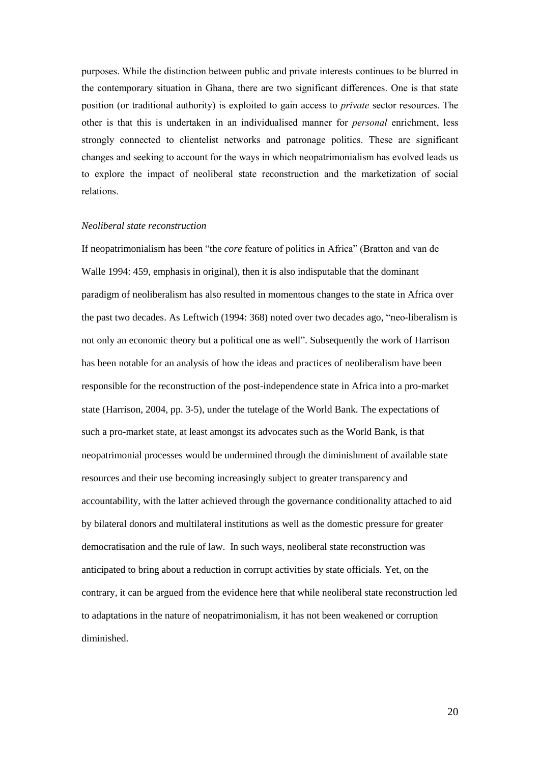purposes. While the distinction between public and private interests continues to be blurred in the contemporary situation in Ghana, there are two significant differences. One is that state position (or traditional authority) is exploited to gain access to *private* sector resources. The other is that this is undertaken in an individualised manner for *personal* enrichment, less strongly connected to clientelist networks and patronage politics. These are significant changes and seeking to account for the ways in which neopatrimonialism has evolved leads us to explore the impact of neoliberal state reconstruction and the marketization of social relations.

*Neoliberal state reconstruction*

If neopatrimonialism has been "the *core* feature of politics in Africa" (Bratton and van de Walle 1994: 459, emphasis in original), then it is also indisputable that the dominant paradigm of neoliberalism has also resulted in momentous changes to the state in Africa over the past two decades. As Leftwich (1994: 368) noted over two decades ago, "neo-liberalism is not only an economic theory but a political one as well". Subsequently the work of Harrison has been notable for an analysis of how the ideas and practices of neoliberalism have been responsible for the reconstruction of the post-independence state in Africa into a pro-market state (Harrison, 2004, pp. 3-5), under the tutelage of the World Bank. The expectations of such a pro-market state, at least amongst its advocates such as the World Bank, is that neopatrimonial processes would be undermined through the diminishment of available state resources and their use becoming increasingly subject to greater transparency and accountability, with the latter achieved through the governance conditionality attached to aid by bilateral donors and multilateral institutions as well as the domestic pressure for greater democratisation and the rule of law. In such ways, neoliberal state reconstruction was anticipated to bring about a reduction in corrupt activities by state officials. Yet, on the contrary, it can be argued from the evidence here that while neoliberal state reconstruction led to adaptations in the nature of neopatrimonialism, it has not been weakened or corruption diminished.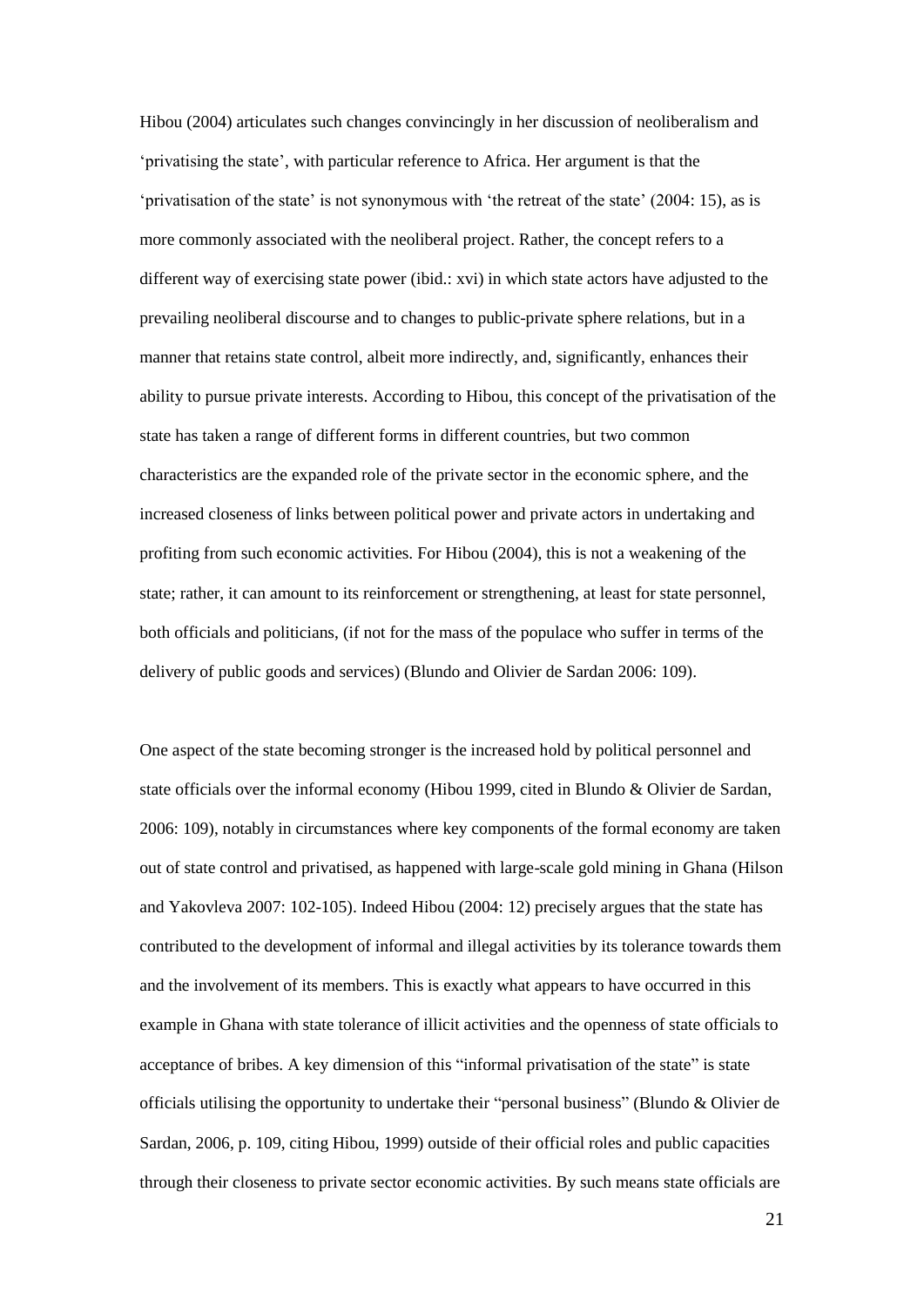Hibou (2004) articulates such changes convincingly in her discussion of neoliberalism and 'privatising the state', with particular reference to Africa. Her argument is that the 'privatisation of the state' is not synonymous with 'the retreat of the state' (2004: 15), as is more commonly associated with the neoliberal project. Rather, the concept refers to a different way of exercising state power (ibid.: xvi) in which state actors have adjusted to the prevailing neoliberal discourse and to changes to public-private sphere relations, but in a manner that retains state control, albeit more indirectly, and, significantly, enhances their ability to pursue private interests. According to Hibou, this concept of the privatisation of the state has taken a range of different forms in different countries, but two common characteristics are the expanded role of the private sector in the economic sphere, and the increased closeness of links between political power and private actors in undertaking and profiting from such economic activities. For Hibou (2004), this is not a weakening of the state; rather, it can amount to its reinforcement or strengthening, at least for state personnel, both officials and politicians, (if not for the mass of the populace who suffer in terms of the delivery of public goods and services) (Blundo and Olivier de Sardan 2006: 109).

One aspect of the state becoming stronger is the increased hold by political personnel and state officials over the informal economy (Hibou 1999, cited in Blundo & Olivier de Sardan, 2006: 109), notably in circumstances where key components of the formal economy are taken out of state control and privatised, as happened with large-scale gold mining in Ghana (Hilson and Yakovleva 2007: 102-105). Indeed Hibou (2004: 12) precisely argues that the state has contributed to the development of informal and illegal activities by its tolerance towards them and the involvement of its members. This is exactly what appears to have occurred in this example in Ghana with state tolerance of illicit activities and the openness of state officials to acceptance of bribes. A key dimension of this "informal privatisation of the state" is state officials utilising the opportunity to undertake their "personal business" (Blundo & Olivier de Sardan, 2006, p. 109, citing Hibou, 1999) outside of their official roles and public capacities through their closeness to private sector economic activities. By such means state officials are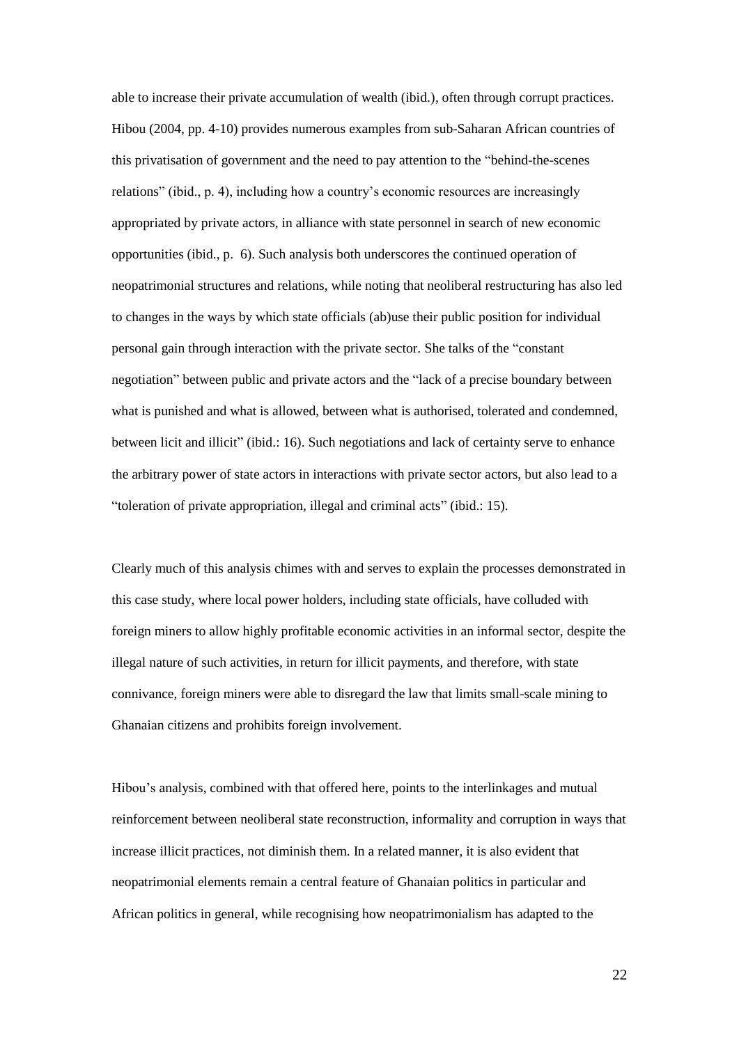able to increase their private accumulation of wealth (ibid.), often through corrupt practices. Hibou (2004, pp. 4-10) provides numerous examples from sub-Saharan African countries of this privatisation of government and the need to pay attention to the "behind-the-scenes relations" (ibid., p. 4), including how a country's economic resources are increasingly appropriated by private actors, in alliance with state personnel in search of new economic opportunities (ibid., p. 6). Such analysis both underscores the continued operation of neopatrimonial structures and relations, while noting that neoliberal restructuring has also led to changes in the ways by which state officials (ab)use their public position for individual personal gain through interaction with the private sector. She talks of the "constant negotiation" between public and private actors and the "lack of a precise boundary between what is punished and what is allowed, between what is authorised, tolerated and condemned, between licit and illicit" (ibid.: 16). Such negotiations and lack of certainty serve to enhance the arbitrary power of state actors in interactions with private sector actors, but also lead to a "toleration of private appropriation, illegal and criminal acts" (ibid.: 15).

Clearly much of this analysis chimes with and serves to explain the processes demonstrated in this case study, where local power holders, including state officials, have colluded with foreign miners to allow highly profitable economic activities in an informal sector, despite the illegal nature of such activities, in return for illicit payments, and therefore, with state connivance, foreign miners were able to disregard the law that limits small-scale mining to Ghanaian citizens and prohibits foreign involvement.

Hibou's analysis, combined with that offered here, points to the interlinkages and mutual reinforcement between neoliberal state reconstruction, informality and corruption in ways that increase illicit practices, not diminish them. In a related manner, it is also evident that neopatrimonial elements remain a central feature of Ghanaian politics in particular and African politics in general, while recognising how neopatrimonialism has adapted to the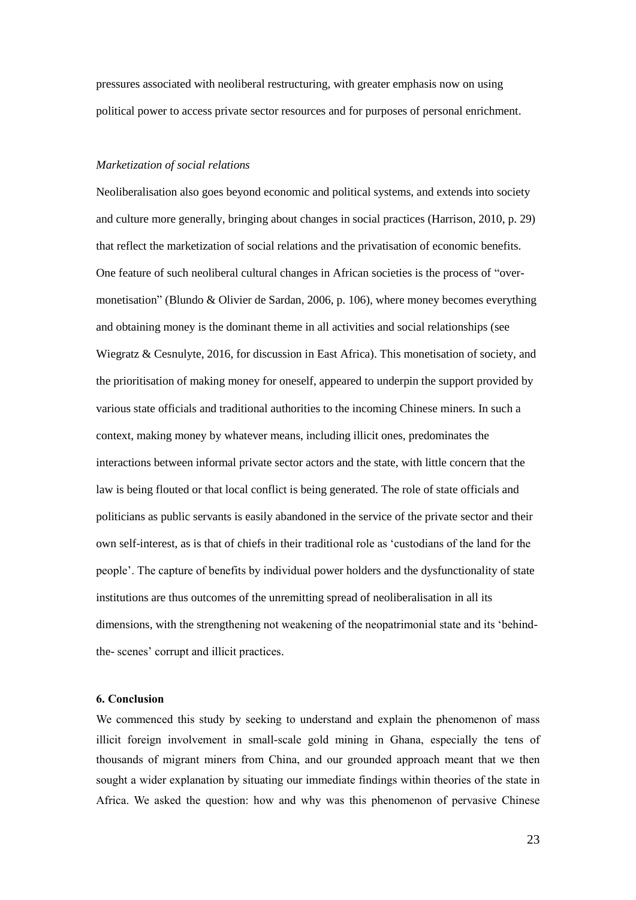pressures associated with neoliberal restructuring, with greater emphasis now on using political power to access private sector resources and for purposes of personal enrichment.

### *Marketization of social relations*

Neoliberalisation also goes beyond economic and political systems, and extends into society and culture more generally, bringing about changes in social practices (Harrison, 2010, p. 29) that reflect the marketization of social relations and the privatisation of economic benefits. One feature of such neoliberal cultural changes in African societies is the process of "over-monetisation" (Blundo & Olivier de Sardan, 2006, p. 106), where money becomes everything and obtaining money is the dominant theme in all activities and social relationships (see Wiegratz & Cesnulyte, 2016, for discussion in East Africa). This monetisation of society, and the prioritisation of making money for oneself, appeared to underpin the support provided by various state officials and traditional authorities to the incoming Chinese miners. In such a context, making money by whatever means, including illicit ones, predominates the interactions between informal private sector actors and the state, with little concern that the law is being flouted or that local conflict is being generated. The role of state officials and politicians as public servants is easily abandoned in the service of the private sector and their own self-interest, as is that of chiefs in their traditional role as 'custodians of the land for the people'. The capture of benefits by individual power holders and the dysfunctionality of state institutions are thus outcomes of the unremitting spread of neoliberalisation in all its dimensions, with the strengthening not weakening of the neopatrimonial state and its 'behind-the- scenes' corrupt and illicit practices.

## 6. Conclusion

We commenced this study by seeking to understand and explain the phenomenon of mass illicit foreign involvement in small-scale gold mining in Ghana, especially the tens of thousands of migrant miners from China, and our grounded approach meant that we then sought a wider explanation by situating our immediate findings within theories of the state in Africa. We asked the question: how and why was this phenomenon of pervasive Chinese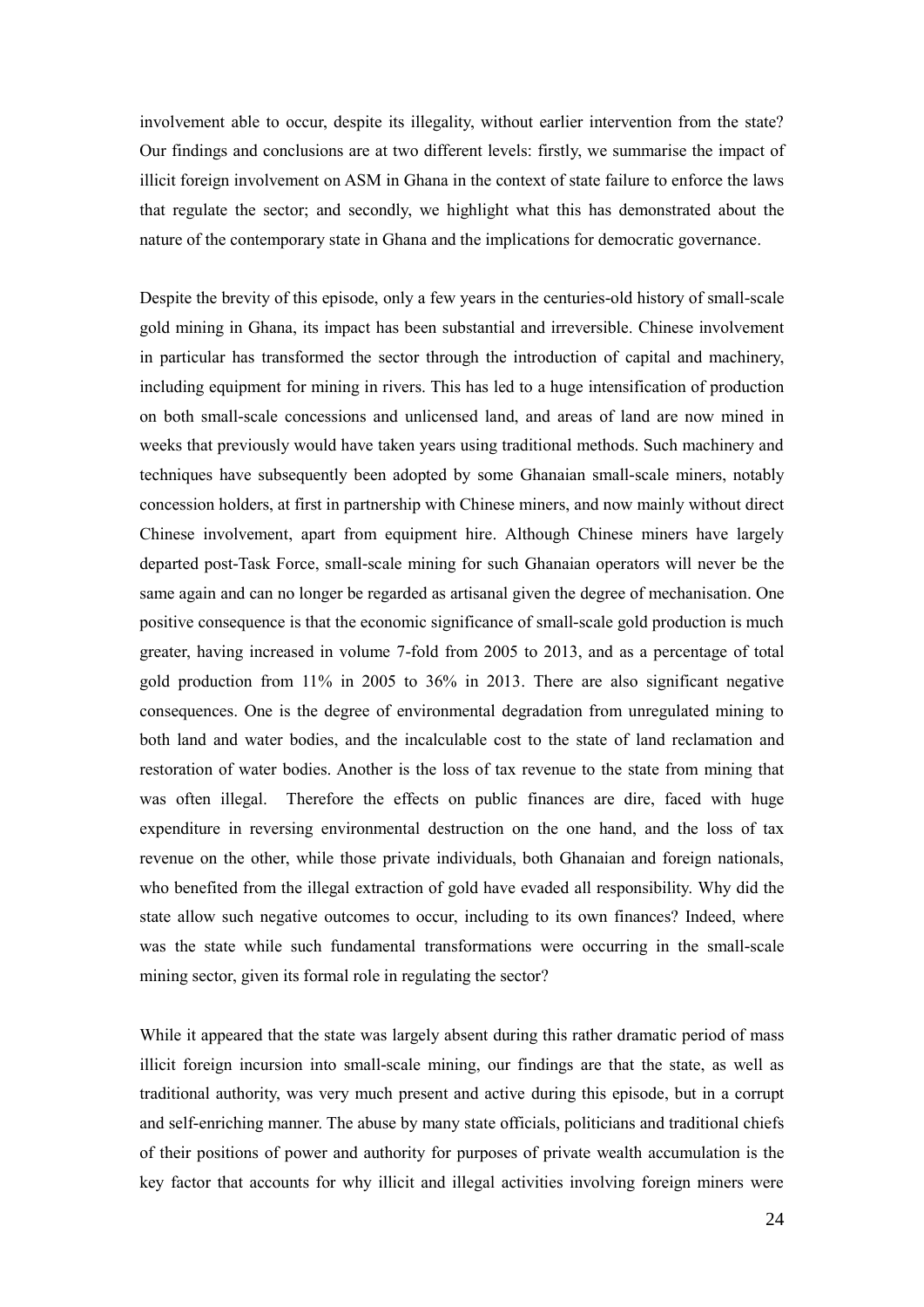involvement able to occur, despite its illegality, without earlier intervention from the state? Our findings and conclusions are at two different levels: firstly, we summarise the impact of illicit foreign involvement on ASM in Ghana in the context of state failure to enforce the laws that regulate the sector; and secondly, we highlight what this has demonstrated about the nature of the contemporary state in Ghana and the implications for democratic governance.

Despite the brevity of this episode, only a few years in the centuries-old history of small-scale gold mining in Ghana, its impact has been substantial and irreversible. Chinese involvement in particular has transformed the sector through the introduction of capital and machinery, including equipment for mining in rivers. This has led to a huge intensification of production on both small-scale concessions and unlicensed land, and areas of land are now mined in weeks that previously would have taken years using traditional methods. Such machinery and techniques have subsequently been adopted by some Ghanaian small-scale miners, notably concession holders, at first in partnership with Chinese miners, and now mainly without direct Chinese involvement, apart from equipment hire. Although Chinese miners have largely departed post-Task Force, small-scale mining for such Ghanaian operators will never be the same again and can no longer be regarded as artisanal given the degree of mechanisation. One positive consequence is that the economic significance of small-scale gold production is much greater, having increased in volume 7-fold from 2005 to 2013, and as a percentage of total gold production from 11% in 2005 to 36% in 2013. There are also significant negative consequences. One is the degree of environmental degradation from unregulated mining to both land and water bodies, and the incalculable cost to the state of land reclamation and restoration of water bodies. Another is the loss of tax revenue to the state from mining that was often illegal. Therefore the effects on public finances are dire, faced with huge expenditure in reversing environmental destruction on the one hand, and the loss of tax revenue on the other, while those private individuals, both Ghanaian and foreign nationals, who benefited from the illegal extraction of gold have evaded all responsibility. Why did the state allow such negative outcomes to occur, including to its own finances? Indeed, where was the state while such fundamental transformations were occurring in the small-scale mining sector, given its formal role in regulating the sector?

While it appeared that the state was largely absent during this rather dramatic period of mass illicit foreign incursion into small-scale mining, our findings are that the state, as well as traditional authority, was very much present and active during this episode, but in a corrupt and self-enriching manner. The abuse by many state officials, politicians and traditional chiefs of their positions of power and authority for purposes of private wealth accumulation is the key factor that accounts for why illicit and illegal activities involving foreign miners were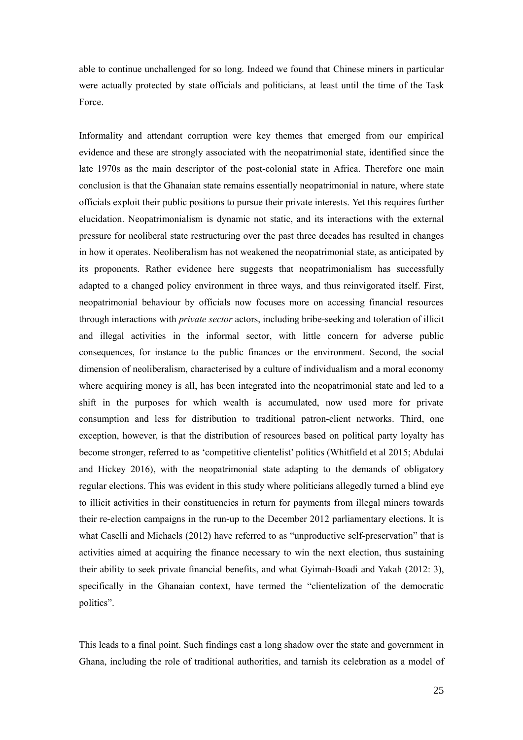able to continue unchallenged for so long. Indeed we found that Chinese miners in particular were actually protected by state officials and politicians, at least until the time of the Task Force.

Informality and attendant corruption were key themes that emerged from our empirical evidence and these are strongly associated with the neopatrimonial state, identified since the late 1970s as the main descriptor of the post-colonial state in Africa. Therefore one main conclusion is that the Ghanaian state remains essentially neopatrimonial in nature, where state officials exploit their public positions to pursue their private interests. Yet this requires further elucidation. Neopatrimonialism is dynamic not static, and its interactions with the external pressure for neoliberal state restructuring over the past three decades has resulted in changes in how it operates. Neoliberalism has not weakened the neopatrimonial state, as anticipated by its proponents. Rather evidence here suggests that neopatrimonialism has successfully adapted to a changed policy environment in three ways, and thus reinvigorated itself. First, neopatrimonial behaviour by officials now focuses more on accessing financial resources through interactions with *private sector* actors, including bribe-seeking and toleration of illicit and illegal activities in the informal sector, with little concern for adverse public consequences, for instance to the public finances or the environment. Second, the social dimension of neoliberalism, characterised by a culture of individualism and a moral economy where acquiring money is all, has been integrated into the neopatrimonial state and led to a shift in the purposes for which wealth is accumulated, now used more for private consumption and less for distribution to traditional patron-client networks. Third, one exception, however, is that the distribution of resources based on political party loyalty has become stronger, referred to as 'competitive clientelist' politics (Whitfield et al 2015; Abdulai and Hickey 2016), with the neopatrimonial state adapting to the demands of obligatory regular elections. This was evident in this study where politicians allegedly turned a blind eye to illicit activities in their constituencies in return for payments from illegal miners towards their re-election campaigns in the run-up to the December 2012 parliamentary elections. It is what Caselli and Michaels (2012) have referred to as "unproductive self-preservation" that is activities aimed at acquiring the finance necessary to win the next election, thus sustaining their ability to seek private financial benefits, and what Gyimah-Boadi and Yakah (2012: 3), specifically in the Ghanaian context, have termed the "clientelization of the democratic politics".

This leads to a final point. Such findings cast a long shadow over the state and government in Ghana, including the role of traditional authorities, and tarnish its celebration as a model of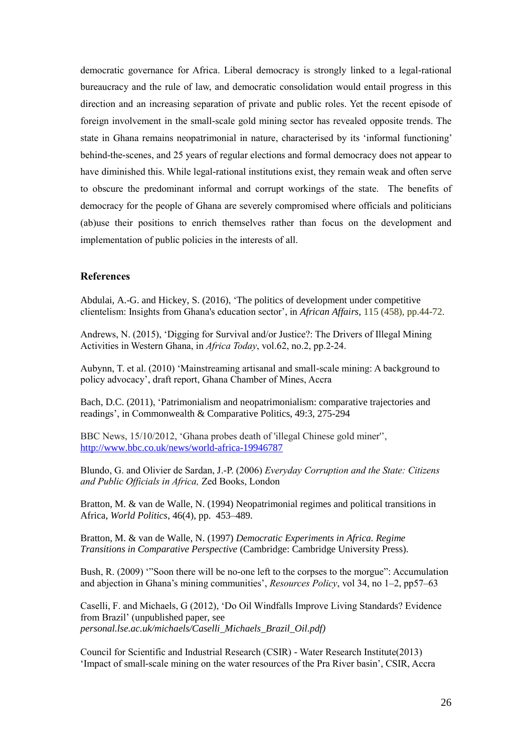democratic governance for Africa. Liberal democracy is strongly linked to a legal-rational bureaucracy and the rule of law, and democratic consolidation would entail progress in this direction and an increasing separation of private and public roles. Yet the recent episode of foreign involvement in the small-scale gold mining sector has revealed opposite trends. The state in Ghana remains neopatrimonial in nature, characterised by its 'informal functioning' behind-the-scenes, and 25 years of regular elections and formal democracy does not appear to have diminished this. While legal-rational institutions exist, they remain weak and often serve to obscure the predominant informal and corrupt workings of the state. The benefits of democracy for the people of Ghana are severely compromised where officials and politicians (ab)use their positions to enrich themselves rather than focus on the development and implementation of public policies in the interests of all.

## References

Abdulai, A.-G. and Hickey, S. (2016), 'The politics of development under competitive clientelism: Insights from Ghana's education sector', in *African Affairs*, 115 (458), pp.44-72.

Andrews, N. (2015), 'Digging for Survival and/or Justice?: The Drivers of Illegal Mining Activities in Western Ghana, in *Africa Today*, vol.62, no.2, pp.2-24.

Aubynn, T. et al. (2010) 'Mainstreaming artisanal and small-scale mining: A background to policy advocacy', draft report, Ghana Chamber of Mines, Accra

Bach, D.C. (2011), 'Patrimonialism and neopatrimonialism: comparative trajectories and readings', in Commonwealth & Comparative Politics, 49:3, 275-294

BBC News, 15/10/2012, 'Ghana probes death of 'illegal Chinese gold miner'', http://www.bbc.co.uk/news/world-africa-19946787

Blundo, G. and Olivier de Sardan, J.-P. (2006) *Everyday Corruption and the State: Citizens and Public Officials in Africa,* Zed Books, London

Bratton, M. & van de Walle, N. (1994) Neopatrimonial regimes and political transitions in Africa, *World Politics*, 46(4), pp. 453–489.

Bratton, M. & van de Walle, N. (1997) *Democratic Experiments in Africa. Regime Transitions in Comparative Perspective* (Cambridge: Cambridge University Press).

Bush, R. (2009) '"Soon there will be no-one left to the corpses to the morgue": Accumulation and abjection in Ghana's mining communities', *Resources Policy*, vol 34, no 1–2, pp57–63

Caselli, F. and Michaels, G (2012), 'Do Oil Windfalls Improve Living Standards? Evidence from Brazil' (unpublished paper, see *personal.lse.ac.uk/michaels/Caselli_Michaels_Brazil_Oil.pdf)*

Council for Scientific and Industrial Research (CSIR) - Water Research Institute(2013) 'Impact of small-scale mining on the water resources of the Pra River basin', CSIR, Accra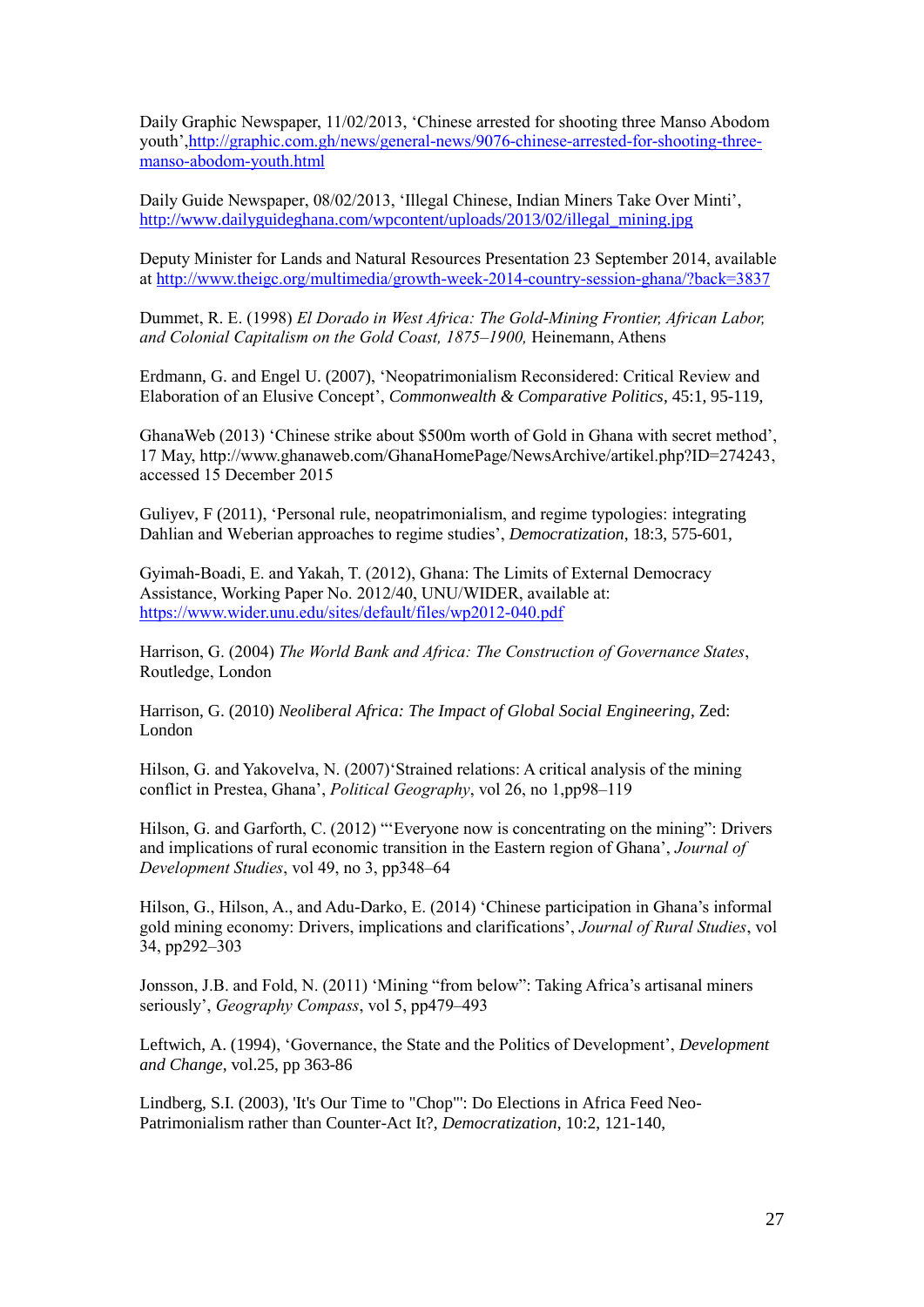Daily Graphic Newspaper, 11/02/2013, 'Chinese arrested for shooting three Manso Abodom youth',http://graphic.com.gh/news/general-news/9076-chinese-arrested-for-shooting-three-manso-abodom-youth.html

Daily Guide Newspaper, 08/02/2013, 'Illegal Chinese, Indian Miners Take Over Minti', http://www.dailyguideghana.com/wpcontent/uploads/2013/02/illegal_mining.jpg

Deputy Minister for Lands and Natural Resources Presentation 23 September 2014, available at http://www.theigc.org/multimedia/growth-week-2014-country-session-ghana/?back=3837

Dummet, R. E. (1998) *El Dorado in West Africa: The Gold-Mining Frontier, African Labor, and Colonial Capitalism on the Gold Coast, 1875–1900,* Heinemann, Athens

Erdmann, G. and Engel U. (2007), 'Neopatrimonialism Reconsidered: Critical Review and Elaboration of an Elusive Concept', *Commonwealth & Comparative Politics*, 45:1, 95-119,

GhanaWeb (2013) 'Chinese strike about $500m worth of Gold in Ghana with secret method', 17 May, http://www.ghanaweb.com/GhanaHomePage/NewsArchive/artikel.php?ID=274243, accessed 15 December 2015

Guliyev, F (2011), 'Personal rule, neopatrimonialism, and regime typologies: integrating Dahlian and Weberian approaches to regime studies', *Democratization*, 18:3, 575-601,

Gyimah-Boadi, E. and Yakah, T. (2012), Ghana: The Limits of External Democracy Assistance, Working Paper No. 2012/40, UNU/WIDER, available at: https://www.wider.unu.edu/sites/default/files/wp2012-040.pdf

Harrison, G. (2004) *The World Bank and Africa: The Construction of Governance States*, Routledge, London

Harrison, G. (2010) *Neoliberal Africa: The Impact of Global Social Engineering*, Zed: London

Hilson, G. and Yakovelva, N. (2007)'Strained relations: A critical analysis of the mining conflict in Prestea, Ghana', *Political Geography*, vol 26, no 1,pp98–119

Hilson, G. and Garforth, C. (2012) "'Everyone now is concentrating on the mining": Drivers and implications of rural economic transition in the Eastern region of Ghana', *Journal of Development Studies*, vol 49, no 3, pp348–64

Hilson, G., Hilson, A., and Adu-Darko, E. (2014) 'Chinese participation in Ghana's informal gold mining economy: Drivers, implications and clarifications', *Journal of Rural Studies*, vol 34, pp292–303

Jonsson, J.B. and Fold, N. (2011) 'Mining "from below": Taking Africa's artisanal miners seriously', *Geography Compass*, vol 5, pp479–493

Leftwich, A. (1994), 'Governance, the State and the Politics of Development', *Development and Change*, vol.25, pp 363-86

Lindberg, S.I. (2003), 'It's Our Time to "Chop"': Do Elections in Africa Feed Neo-Patrimonialism rather than Counter-Act It?, *Democratization*, 10:2, 121-140,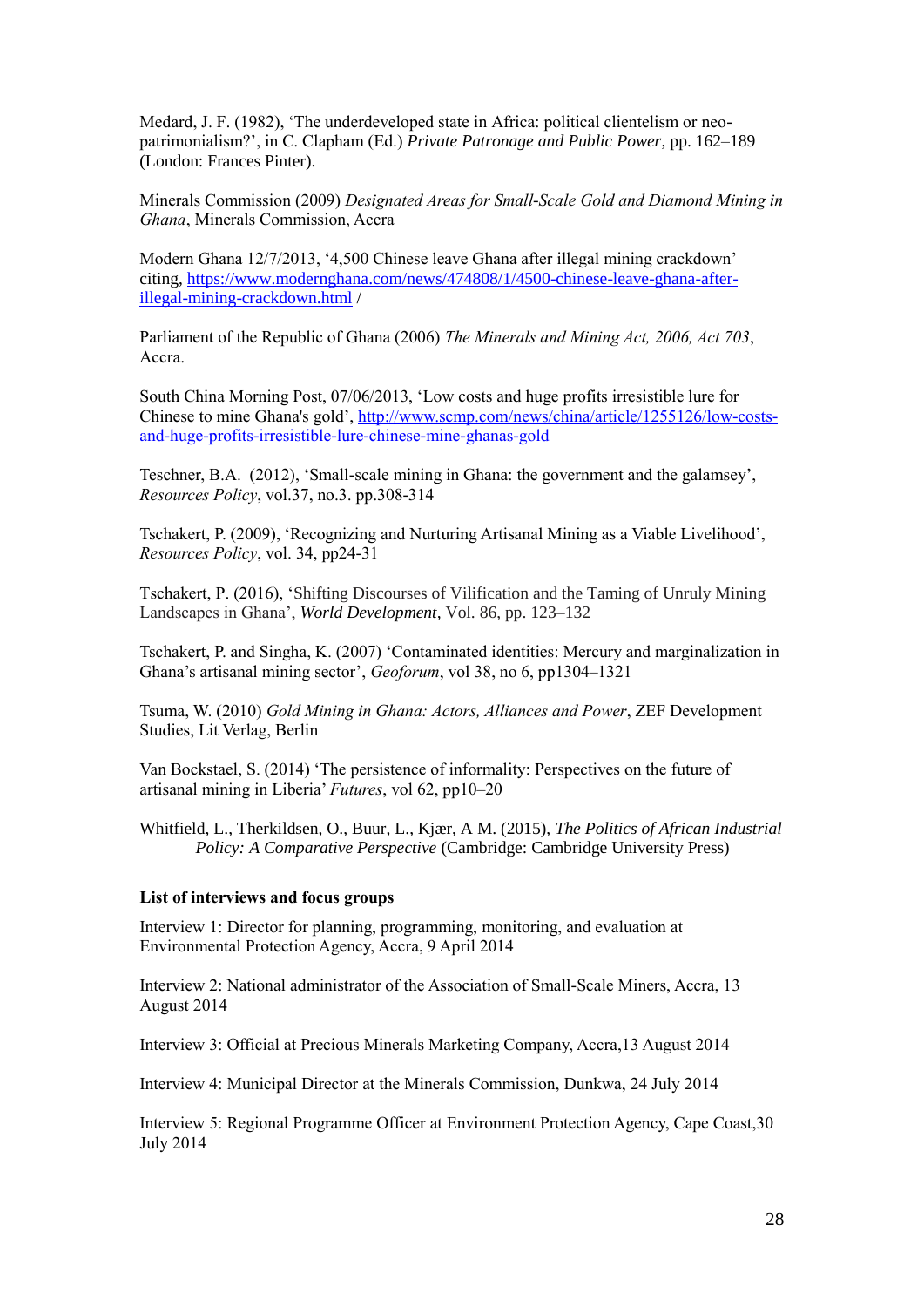Medard, J. F. (1982), 'The underdeveloped state in Africa: political clientelism or neo-patrimonialism?', in C. Clapham (Ed.) *Private Patronage and Public Power*, pp. 162–189 (London: Frances Pinter).

Minerals Commission (2009) *Designated Areas for Small-Scale Gold and Diamond Mining in Ghana*, Minerals Commission, Accra

Modern Ghana 12/7/2013, '4,500 Chinese leave Ghana after illegal mining crackdown' citing, [https://www.modernghana.com/news/474808/1/4500-chinese-leave-ghana-after-illegal-mining-crackdown.html](https://www.modernghana.com/news/474808/1/4500-chinese-leave-ghana-after-illegal-mining-crackdown.html) /

Parliament of the Republic of Ghana (2006) *The Minerals and Mining Act, 2006, Act 703*, Accra.

South China Morning Post, 07/06/2013, 'Low costs and huge profits irresistible lure for Chinese to mine Ghana's gold', [http://www.scmp.com/news/china/article/1255126/low-costs-and-huge-profits-irresistible-lure-chinese-mine-ghanas-gold](http://www.scmp.com/news/china/article/1255126/low-costs-and-huge-profits-irresistible-lure-chinese-mine-ghanas-gold)

Teschner, B.A. (2012), 'Small-scale mining in Ghana: the government and the galamsey', *Resources Policy*, vol.37, no.3. pp.308-314

Tschakert, P. (2009), 'Recognizing and Nurturing Artisanal Mining as a Viable Livelihood', *Resources Policy*, vol. 34, pp24-31

Tschakert, P. (2016), 'Shifting Discourses of Vilification and the Taming of Unruly Mining Landscapes in Ghana', *World Development*, Vol. 86, pp. 123–132

Tschakert, P. and Singha, K. (2007) 'Contaminated identities: Mercury and marginalization in Ghana's artisanal mining sector', *Geoforum*, vol 38, no 6, pp1304–1321

Tsuma, W. (2010) *Gold Mining in Ghana: Actors, Alliances and Power*, ZEF Development Studies, Lit Verlag, Berlin

Van Bockstael, S. (2014) 'The persistence of informality: Perspectives on the future of artisanal mining in Liberia' *Futures*, vol 62, pp10–20

Whitfield, L., Therkildsen, O., Buur, L., Kjær, A M. (2015), *The Politics of African Industrial Policy: A Comparative Perspective* (Cambridge: Cambridge University Press)

**List of interviews and focus groups**

Interview 1: Director for planning, programming, monitoring, and evaluation at Environmental Protection Agency, Accra, 9 April 2014

Interview 2: National administrator of the Association of Small-Scale Miners, Accra, 13 August 2014

Interview 3: Official at Precious Minerals Marketing Company, Accra,13 August 2014

Interview 4: Municipal Director at the Minerals Commission, Dunkwa, 24 July 2014

Interview 5: Regional Programme Officer at Environment Protection Agency, Cape Coast,30 July 2014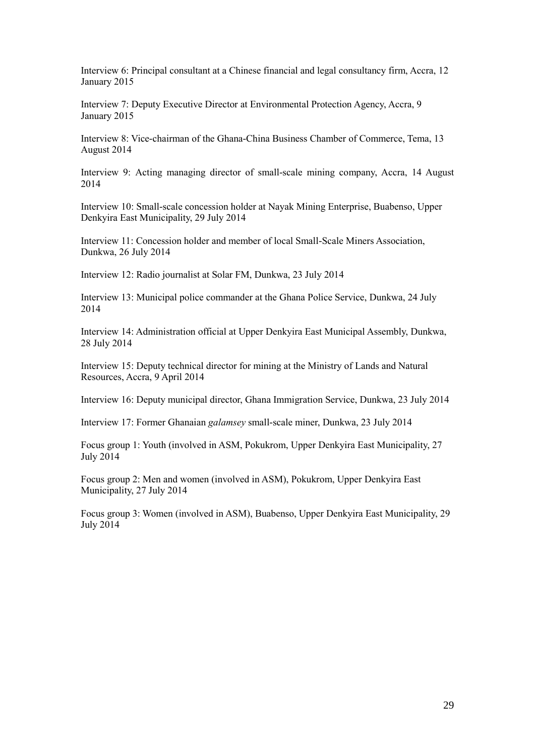Interview 6: Principal consultant at a Chinese financial and legal consultancy firm, Accra, 12 January 2015

Interview 7: Deputy Executive Director at Environmental Protection Agency, Accra, 9 January 2015

Interview 8: Vice-chairman of the Ghana-China Business Chamber of Commerce, Tema, 13 August 2014

Interview 9: Acting managing director of small-scale mining company, Accra, 14 August 2014

Interview 10: Small-scale concession holder at Nayak Mining Enterprise, Buabenso, Upper Denkyira East Municipality, 29 July 2014

Interview 11: Concession holder and member of local Small-Scale Miners Association, Dunkwa, 26 July 2014

Interview 12: Radio journalist at Solar FM, Dunkwa, 23 July 2014

Interview 13: Municipal police commander at the Ghana Police Service, Dunkwa, 24 July 2014

Interview 14: Administration official at Upper Denkyira East Municipal Assembly, Dunkwa, 28 July 2014

Interview 15: Deputy technical director for mining at the Ministry of Lands and Natural Resources, Accra, 9 April 2014

Interview 16: Deputy municipal director, Ghana Immigration Service, Dunkwa, 23 July 2014

Interview 17: Former Ghanaian *galamsey* small-scale miner, Dunkwa, 23 July 2014

Focus group 1: Youth (involved in ASM, Pokukrom, Upper Denkyira East Municipality, 27 July 2014

Focus group 2: Men and women (involved in ASM), Pokukrom, Upper Denkyira East Municipality, 27 July 2014

Focus group 3: Women (involved in ASM), Buabenso, Upper Denkyira East Municipality, 29 July 2014